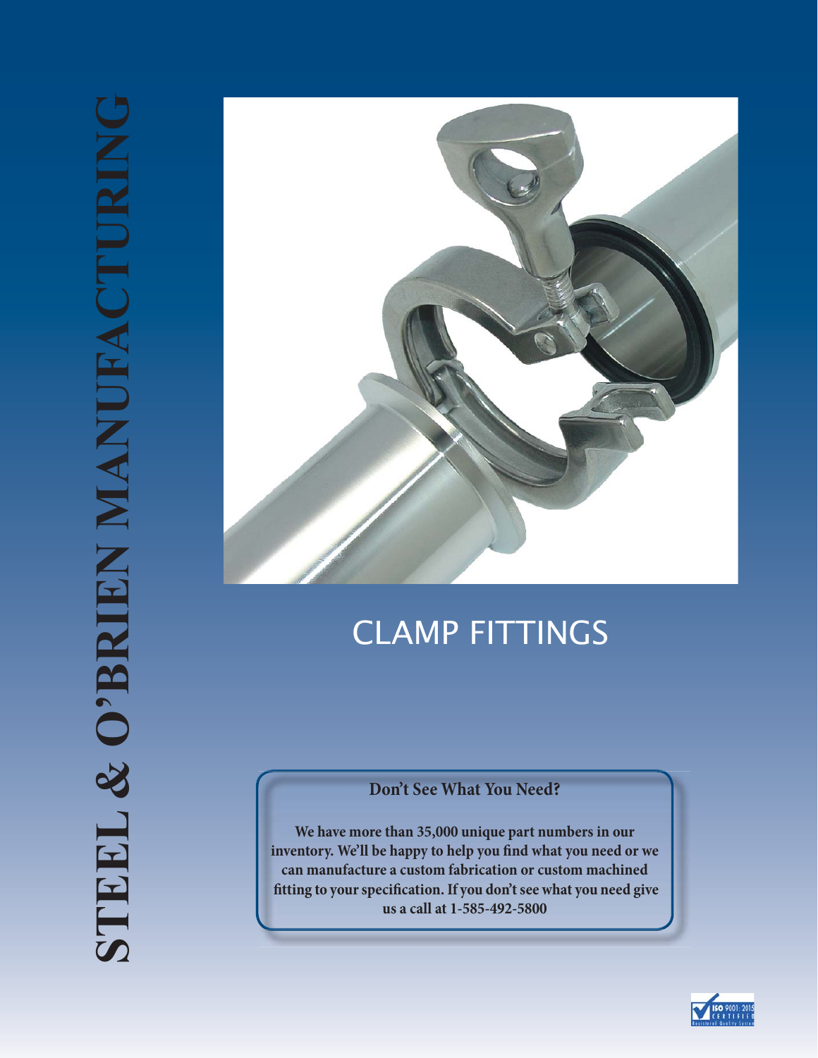# STEEL & O'BRIEN MANUFACTURING

## CLAMP FITTINGS

**Don't See What You Need?**

**We have more than 35,000 unique part numbers in our inventory. We'll be happy to help you find what you need or we can manufacture a custom fabrication or custom machined fitting to your specification. If you don't see what you need give us a call at 1-585-492-5800**

ISO 9001:2015 CERTIFIED Registered Quality System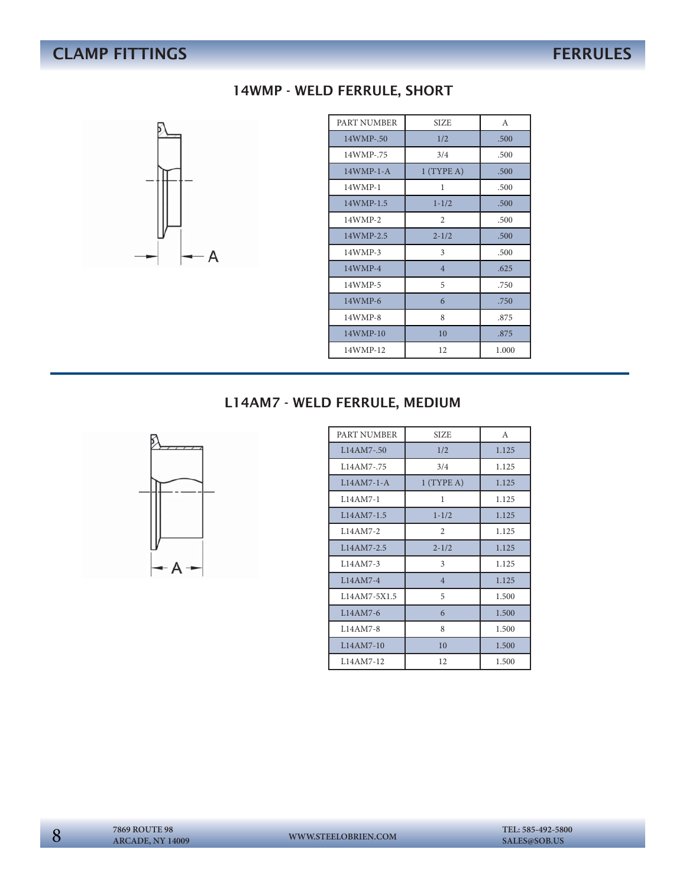# CLAMP FITTINGS — FERRULES

## 14WMP - WELD FERRULE, SHORT

| PART NUMBER | SIZE | A |
|---|---|---|
| 14WMP-.50 | 1/2 | .500 |
| 14WMP-.75 | 3/4 | .500 |
| 14WMP-1-A | 1 (TYPE A) | .500 |
| 14WMP-1 | 1 | .500 |
| 14WMP-1.5 | 1-1/2 | .500 |
| 14WMP-2 | 2 | .500 |
| 14WMP-2.5 | 2-1/2 | .500 |
| 14WMP-3 | 3 | .500 |
| 14WMP-4 | 4 | .625 |
| 14WMP-5 | 5 | .750 |
| 14WMP-6 | 6 | .750 |
| 14WMP-8 | 8 | .875 |
| 14WMP-10 | 10 | .875 |
| 14WMP-12 | 12 | 1.000 |

## L14AM7 - WELD FERRULE, MEDIUM

| PART NUMBER | SIZE | A |
|---|---|---|
| L14AM7-.50 | 1/2 | 1.125 |
| L14AM7-.75 | 3/4 | 1.125 |
| L14AM7-1-A | 1 (TYPE A) | 1.125 |
| L14AM7-1 | 1 | 1.125 |
| L14AM7-1.5 | 1-1/2 | 1.125 |
| L14AM7-2 | 2 | 1.125 |
| L14AM7-2.5 | 2-1/2 | 1.125 |
| L14AM7-3 | 3 | 1.125 |
| L14AM7-4 | 4 | 1.125 |
| L14AM7-5X1.5 | 5 | 1.500 |
| L14AM7-6 | 6 | 1.500 |
| L14AM7-8 | 8 | 1.500 |
| L14AM7-10 | 10 | 1.500 |
| L14AM7-12 | 12 | 1.500 |

7869 ROUTE 98
ARCADE, NY 14009

WWW.STEELOBRIEN.COM

TEL: 585-492-5800
SALES@SOB.US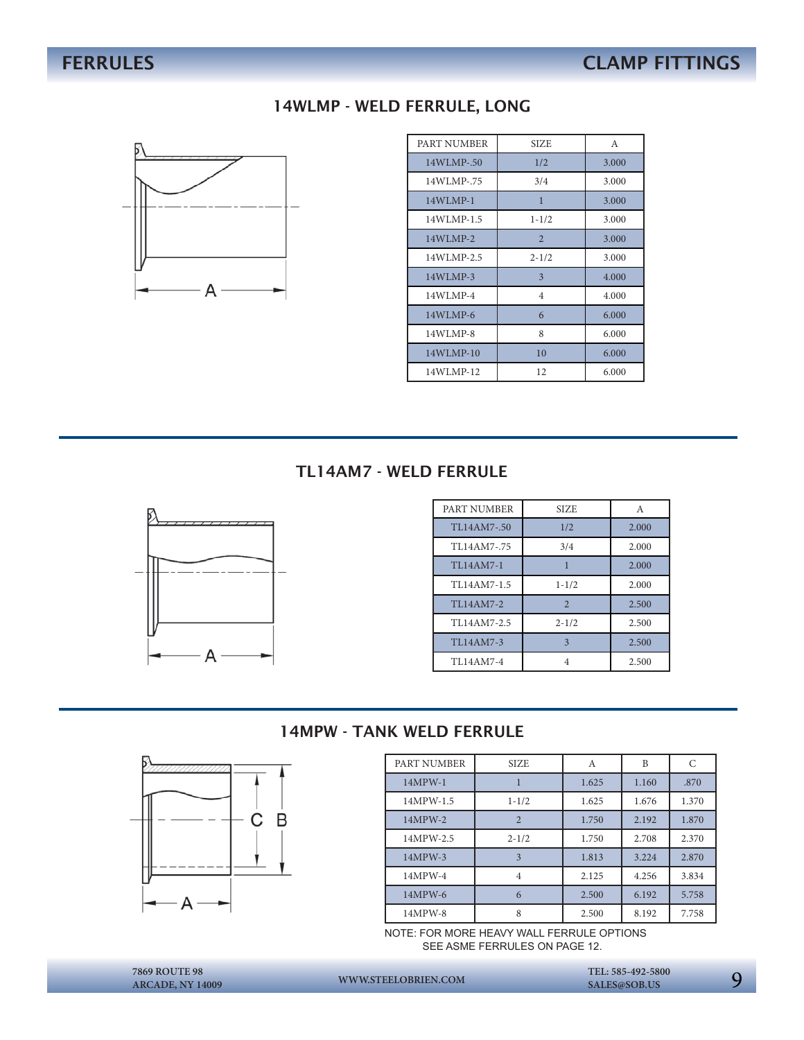# FERRULES — CLAMP FITTINGS

## 14WLMP - WELD FERRULE, LONG

| PART NUMBER | SIZE | A |
|---|---|---|
| 14WLMP-.50 | 1/2 | 3.000 |
| 14WLMP-.75 | 3/4 | 3.000 |
| 14WLMP-1 | 1 | 3.000 |
| 14WLMP-1.5 | 1-1/2 | 3.000 |
| 14WLMP-2 | 2 | 3.000 |
| 14WLMP-2.5 | 2-1/2 | 3.000 |
| 14WLMP-3 | 3 | 4.000 |
| 14WLMP-4 | 4 | 4.000 |
| 14WLMP-6 | 6 | 6.000 |
| 14WLMP-8 | 8 | 6.000 |
| 14WLMP-10 | 10 | 6.000 |
| 14WLMP-12 | 12 | 6.000 |

## TL14AM7 - WELD FERRULE

| PART NUMBER | SIZE | A |
|---|---|---|
| TL14AM7-.50 | 1/2 | 2.000 |
| TL14AM7-.75 | 3/4 | 2.000 |
| TL14AM7-1 | 1 | 2.000 |
| TL14AM7-1.5 | 1-1/2 | 2.000 |
| TL14AM7-2 | 2 | 2.500 |
| TL14AM7-2.5 | 2-1/2 | 2.500 |
| TL14AM7-3 | 3 | 2.500 |
| TL14AM7-4 | 4 | 2.500 |

## 14MPW - TANK WELD FERRULE

| PART NUMBER | SIZE | A | B | C |
|---|---|---|---|---|
| 14MPW-1 | 1 | 1.625 | 1.160 | .870 |
| 14MPW-1.5 | 1-1/2 | 1.625 | 1.676 | 1.370 |
| 14MPW-2 | 2 | 1.750 | 2.192 | 1.870 |
| 14MPW-2.5 | 2-1/2 | 1.750 | 2.708 | 2.370 |
| 14MPW-3 | 3 | 1.813 | 3.224 | 2.870 |
| 14MPW-4 | 4 | 2.125 | 4.256 | 3.834 |
| 14MPW-6 | 6 | 2.500 | 6.192 | 5.758 |
| 14MPW-8 | 8 | 2.500 | 8.192 | 7.758 |

NOTE: FOR MORE HEAVY WALL FERRULE OPTIONS SEE ASME FERRULES ON PAGE 12.

7869 ROUTE 98
ARCADE, NY 14009

WWW.STEELOBRIEN.COM

TEL: 585-492-5800
SALES@SOB.US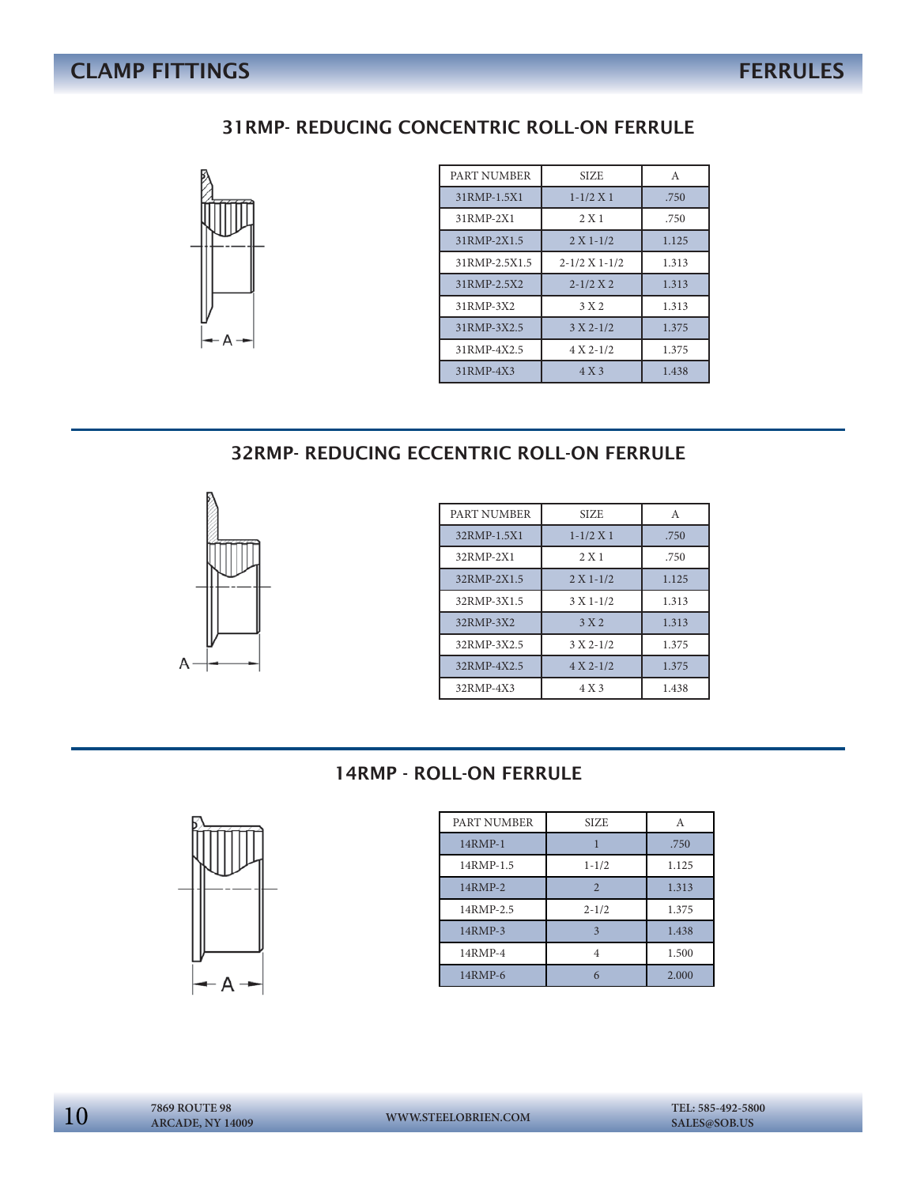## CLAMP FITTINGS — FERRULES

### 31RMP- REDUCING CONCENTRIC ROLL-ON FERRULE

| PART NUMBER | SIZE | A |
|---|---|---|
| 31RMP-1.5X1 | 1-1/2 X 1 | .750 |
| 31RMP-2X1 | 2 X 1 | .750 |
| 31RMP-2X1.5 | 2 X 1-1/2 | 1.125 |
| 31RMP-2.5X1.5 | 2-1/2 X 1-1/2 | 1.313 |
| 31RMP-2.5X2 | 2-1/2 X 2 | 1.313 |
| 31RMP-3X2 | 3 X 2 | 1.313 |
| 31RMP-3X2.5 | 3 X 2-1/2 | 1.375 |
| 31RMP-4X2.5 | 4 X 2-1/2 | 1.375 |
| 31RMP-4X3 | 4 X 3 | 1.438 |

### 32RMP- REDUCING ECCENTRIC ROLL-ON FERRULE

| PART NUMBER | SIZE | A |
|---|---|---|
| 32RMP-1.5X1 | 1-1/2 X 1 | .750 |
| 32RMP-2X1 | 2 X 1 | .750 |
| 32RMP-2X1.5 | 2 X 1-1/2 | 1.125 |
| 32RMP-3X1.5 | 3 X 1-1/2 | 1.313 |
| 32RMP-3X2 | 3 X 2 | 1.313 |
| 32RMP-3X2.5 | 3 X 2-1/2 | 1.375 |
| 32RMP-4X2.5 | 4 X 2-1/2 | 1.375 |
| 32RMP-4X3 | 4 X 3 | 1.438 |

### 14RMP - ROLL-ON FERRULE

| PART NUMBER | SIZE | A |
|---|---|---|
| 14RMP-1 | 1 | .750 |
| 14RMP-1.5 | 1-1/2 | 1.125 |
| 14RMP-2 | 2 | 1.313 |
| 14RMP-2.5 | 2-1/2 | 1.375 |
| 14RMP-3 | 3 | 1.438 |
| 14RMP-4 | 4 | 1.500 |
| 14RMP-6 | 6 | 2.000 |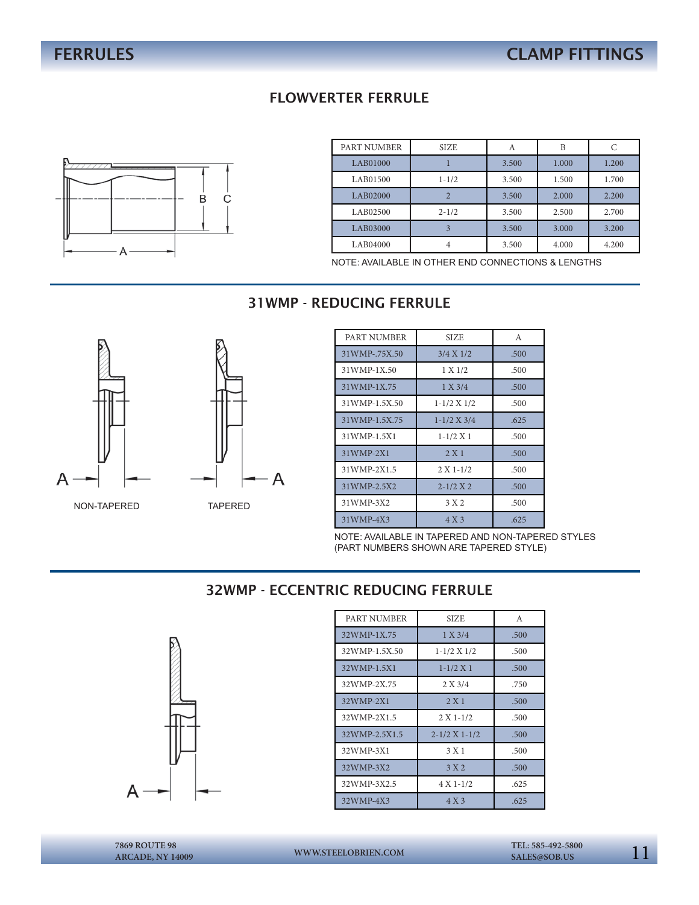# FERRULES

# CLAMP FITTINGS

## FLOWVERTER FERRULE

| PART NUMBER | SIZE | A | B | C |
|---|---|---|---|---|
| LAB01000 | 1 | 3.500 | 1.000 | 1.200 |
| LAB01500 | 1-1/2 | 3.500 | 1.500 | 1.700 |
| LAB02000 | 2 | 3.500 | 2.000 | 2.200 |
| LAB02500 | 2-1/2 | 3.500 | 2.500 | 2.700 |
| LAB03000 | 3 | 3.500 | 3.000 | 3.200 |
| LAB04000 | 4 | 3.500 | 4.000 | 4.200 |

NOTE: AVAILABLE IN OTHER END CONNECTIONS & LENGTHS

## 31WMP - REDUCING FERRULE

NON-TAPERED

TAPERED

| PART NUMBER | SIZE | A |
|---|---|---|
| 31WMP-.75X.50 | 3/4 X 1/2 | .500 |
| 31WMP-1X.50 | 1 X 1/2 | .500 |
| 31WMP-1X.75 | 1 X 3/4 | .500 |
| 31WMP-1.5X.50 | 1-1/2 X 1/2 | .500 |
| 31WMP-1.5X.75 | 1-1/2 X 3/4 | .625 |
| 31WMP-1.5X1 | 1-1/2 X 1 | .500 |
| 31WMP-2X1 | 2 X 1 | .500 |
| 31WMP-2X1.5 | 2 X 1-1/2 | .500 |
| 31WMP-2.5X2 | 2-1/2 X 2 | .500 |
| 31WMP-3X2 | 3 X 2 | .500 |
| 31WMP-4X3 | 4 X 3 | .625 |

NOTE: AVAILABLE IN TAPERED AND NON-TAPERED STYLES
(PART NUMBERS SHOWN ARE TAPERED STYLE)

## 32WMP - ECCENTRIC REDUCING FERRULE

| PART NUMBER | SIZE | A |
|---|---|---|
| 32WMP-1X.75 | 1 X 3/4 | .500 |
| 32WMP-1.5X.50 | 1-1/2 X 1/2 | .500 |
| 32WMP-1.5X1 | 1-1/2 X 1 | .500 |
| 32WMP-2X.75 | 2 X 3/4 | .750 |
| 32WMP-2X1 | 2 X 1 | .500 |
| 32WMP-2X1.5 | 2 X 1-1/2 | .500 |
| 32WMP-2.5X1.5 | 2-1/2 X 1-1/2 | .500 |
| 32WMP-3X1 | 3 X 1 | .500 |
| 32WMP-3X2 | 3 X 2 | .500 |
| 32WMP-3X2.5 | 4 X 1-1/2 | .625 |
| 32WMP-4X3 | 4 X 3 | .625 |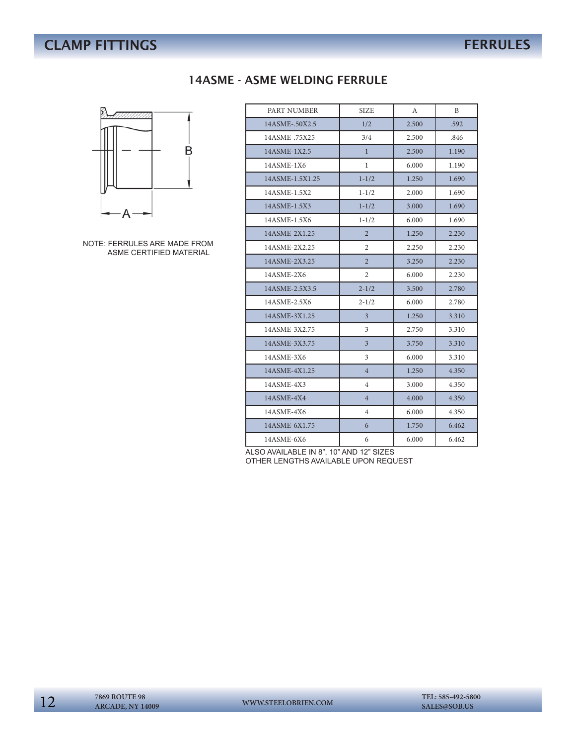# CLAMP FITTINGS — FERRULES

## 14ASME - ASME WELDING FERRULE

NOTE: FERRULES ARE MADE FROM ASME CERTIFIED MATERIAL

| PART NUMBER | SIZE | A | B |
|---|---|---|---|
| 14ASME-.50X2.5 | 1/2 | 2.500 | .592 |
| 14ASME-.75X25 | 3/4 | 2.500 | .846 |
| 14ASME-1X2.5 | 1 | 2.500 | 1.190 |
| 14ASME-1X6 | 1 | 6.000 | 1.190 |
| 14ASME-1.5X1.25 | 1-1/2 | 1.250 | 1.690 |
| 14ASME-1.5X2 | 1-1/2 | 2.000 | 1.690 |
| 14ASME-1.5X3 | 1-1/2 | 3.000 | 1.690 |
| 14ASME-1.5X6 | 1-1/2 | 6.000 | 1.690 |
| 14ASME-2X1.25 | 2 | 1.250 | 2.230 |
| 14ASME-2X2.25 | 2 | 2.250 | 2.230 |
| 14ASME-2X3.25 | 2 | 3.250 | 2.230 |
| 14ASME-2X6 | 2 | 6.000 | 2.230 |
| 14ASME-2.5X3.5 | 2-1/2 | 3.500 | 2.780 |
| 14ASME-2.5X6 | 2-1/2 | 6.000 | 2.780 |
| 14ASME-3X1.25 | 3 | 1.250 | 3.310 |
| 14ASME-3X2.75 | 3 | 2.750 | 3.310 |
| 14ASME-3X3.75 | 3 | 3.750 | 3.310 |
| 14ASME-3X6 | 3 | 6.000 | 3.310 |
| 14ASME-4X1.25 | 4 | 1.250 | 4.350 |
| 14ASME-4X3 | 4 | 3.000 | 4.350 |
| 14ASME-4X4 | 4 | 4.000 | 4.350 |
| 14ASME-4X6 | 4 | 6.000 | 4.350 |
| 14ASME-6X1.75 | 6 | 1.750 | 6.462 |
| 14ASME-6X6 | 6 | 6.000 | 6.462 |

ALSO AVAILABLE IN 8", 10" AND 12" SIZES
OTHER LENGTHS AVAILABLE UPON REQUEST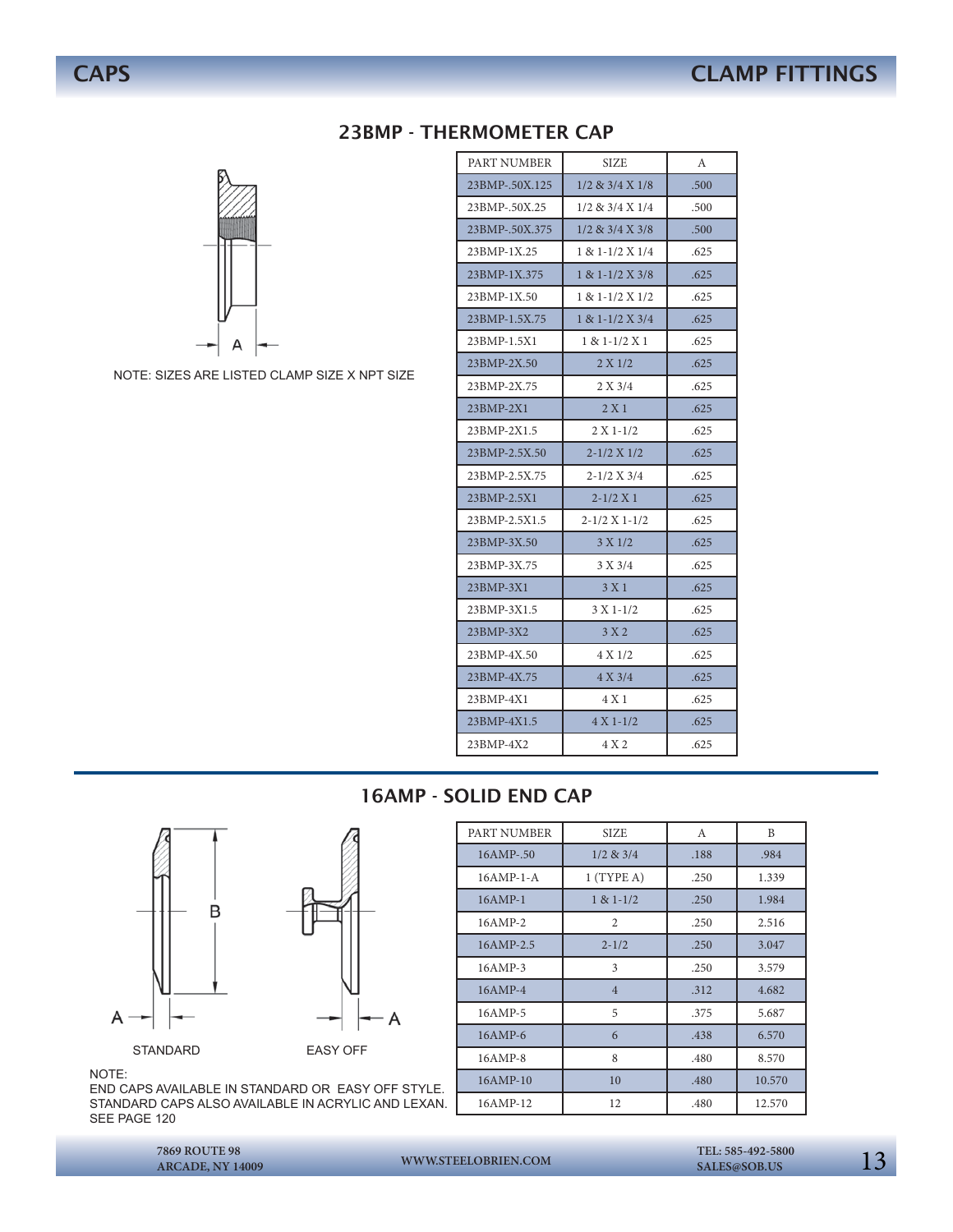# CAPS

# CLAMP FITTINGS

## 23BMP - THERMOMETER CAP

A

NOTE: SIZES ARE LISTED CLAMP SIZE X NPT SIZE

| PART NUMBER | SIZE | A |
|---|---|---|
| 23BMP-.50X.125 | 1/2 & 3/4 X 1/8 | .500 |
| 23BMP-.50X.25 | 1/2 & 3/4 X 1/4 | .500 |
| 23BMP-.50X.375 | 1/2 & 3/4 X 3/8 | .500 |
| 23BMP-1X.25 | 1 & 1-1/2 X 1/4 | .625 |
| 23BMP-1X.375 | 1 & 1-1/2 X 3/8 | .625 |
| 23BMP-1X.50 | 1 & 1-1/2 X 1/2 | .625 |
| 23BMP-1.5X.75 | 1 & 1-1/2 X 3/4 | .625 |
| 23BMP-1.5X1 | 1 & 1-1/2 X 1 | .625 |
| 23BMP-2X.50 | 2 X 1/2 | .625 |
| 23BMP-2X.75 | 2 X 3/4 | .625 |
| 23BMP-2X1 | 2 X 1 | .625 |
| 23BMP-2X1.5 | 2 X 1-1/2 | .625 |
| 23BMP-2.5X.50 | 2-1/2 X 1/2 | .625 |
| 23BMP-2.5X.75 | 2-1/2 X 3/4 | .625 |
| 23BMP-2.5X1 | 2-1/2 X 1 | .625 |
| 23BMP-2.5X1.5 | 2-1/2 X 1-1/2 | .625 |
| 23BMP-3X.50 | 3 X 1/2 | .625 |
| 23BMP-3X.75 | 3 X 3/4 | .625 |
| 23BMP-3X1 | 3 X 1 | .625 |
| 23BMP-3X1.5 | 3 X 1-1/2 | .625 |
| 23BMP-3X2 | 3 X 2 | .625 |
| 23BMP-4X.50 | 4 X 1/2 | .625 |
| 23BMP-4X.75 | 4 X 3/4 | .625 |
| 23BMP-4X1 | 4 X 1 | .625 |
| 23BMP-4X1.5 | 4 X 1-1/2 | .625 |
| 23BMP-4X2 | 4 X 2 | .625 |

## 16AMP - SOLID END CAP

B

A A

STANDARD EASY OFF

NOTE:
END CAPS AVAILABLE IN STANDARD OR EASY OFF STYLE.
STANDARD CAPS ALSO AVAILABLE IN ACRYLIC AND LEXAN.
SEE PAGE 120

| PART NUMBER | SIZE | A | B |
|---|---|---|---|
| 16AMP-.50 | 1/2 & 3/4 | .188 | .984 |
| 16AMP-1-A | 1 (TYPE A) | .250 | 1.339 |
| 16AMP-1 | 1 & 1-1/2 | .250 | 1.984 |
| 16AMP-2 | 2 | .250 | 2.516 |
| 16AMP-2.5 | 2-1/2 | .250 | 3.047 |
| 16AMP-3 | 3 | .250 | 3.579 |
| 16AMP-4 | 4 | .312 | 4.682 |
| 16AMP-5 | 5 | .375 | 5.687 |
| 16AMP-6 | 6 | .438 | 6.570 |
| 16AMP-8 | 8 | .480 | 8.570 |
| 16AMP-10 | 10 | .480 | 10.570 |
| 16AMP-12 | 12 | .480 | 12.570 |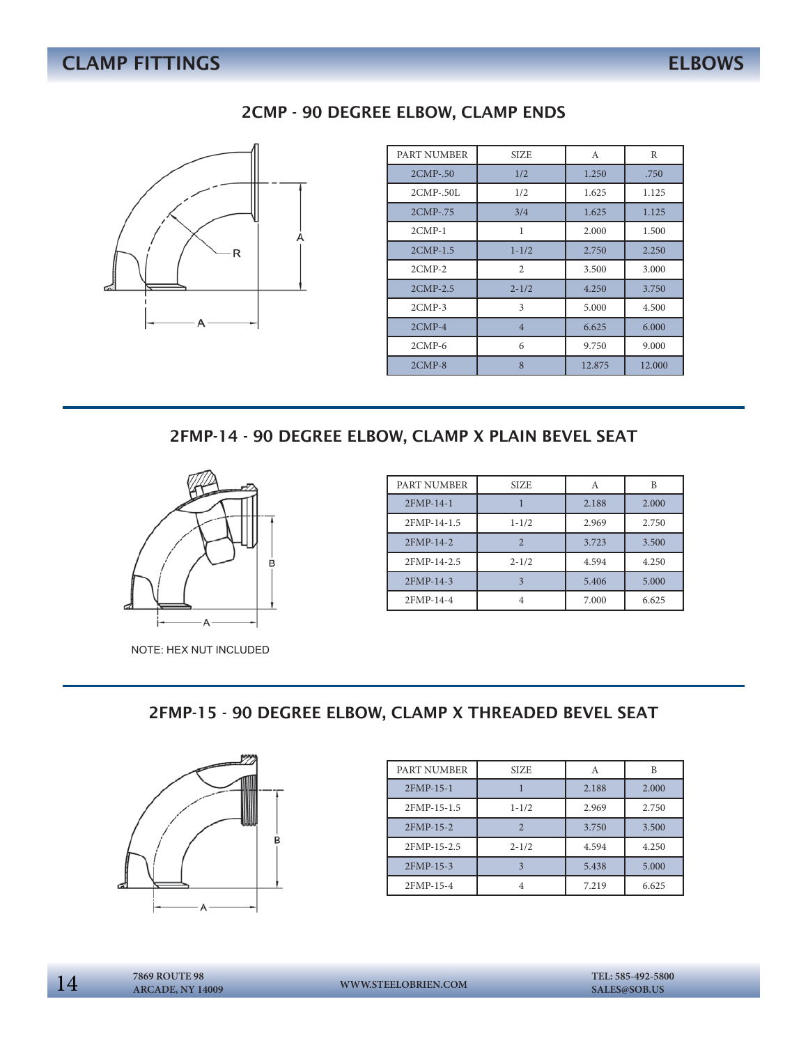# CLAMP FITTINGS — ELBOWS

## 2CMP - 90 DEGREE ELBOW, CLAMP ENDS

| PART NUMBER | SIZE | A | R |
|---|---|---|---|
| 2CMP-.50 | 1/2 | 1.250 | .750 |
| 2CMP-.50L | 1/2 | 1.625 | 1.125 |
| 2CMP-.75 | 3/4 | 1.625 | 1.125 |
| 2CMP-1 | 1 | 2.000 | 1.500 |
| 2CMP-1.5 | 1-1/2 | 2.750 | 2.250 |
| 2CMP-2 | 2 | 3.500 | 3.000 |
| 2CMP-2.5 | 2-1/2 | 4.250 | 3.750 |
| 2CMP-3 | 3 | 5.000 | 4.500 |
| 2CMP-4 | 4 | 6.625 | 6.000 |
| 2CMP-6 | 6 | 9.750 | 9.000 |
| 2CMP-8 | 8 | 12.875 | 12.000 |

## 2FMP-14 - 90 DEGREE ELBOW, CLAMP X PLAIN BEVEL SEAT

| PART NUMBER | SIZE | A | B |
|---|---|---|---|
| 2FMP-14-1 | 1 | 2.188 | 2.000 |
| 2FMP-14-1.5 | 1-1/2 | 2.969 | 2.750 |
| 2FMP-14-2 | 2 | 3.723 | 3.500 |
| 2FMP-14-2.5 | 2-1/2 | 4.594 | 4.250 |
| 2FMP-14-3 | 3 | 5.406 | 5.000 |
| 2FMP-14-4 | 4 | 7.000 | 6.625 |

NOTE: HEX NUT INCLUDED

## 2FMP-15 - 90 DEGREE ELBOW, CLAMP X THREADED BEVEL SEAT

| PART NUMBER | SIZE | A | B |
|---|---|---|---|
| 2FMP-15-1 | 1 | 2.188 | 2.000 |
| 2FMP-15-1.5 | 1-1/2 | 2.969 | 2.750 |
| 2FMP-15-2 | 2 | 3.750 | 3.500 |
| 2FMP-15-2.5 | 2-1/2 | 4.594 | 4.250 |
| 2FMP-15-3 | 3 | 5.438 | 5.000 |
| 2FMP-15-4 | 4 | 7.219 | 6.625 |

7869 ROUTE 98
ARCADE, NY 14009

WWW.STEELOBRIEN.COM

TEL: 585-492-5800
SALES@SOB.US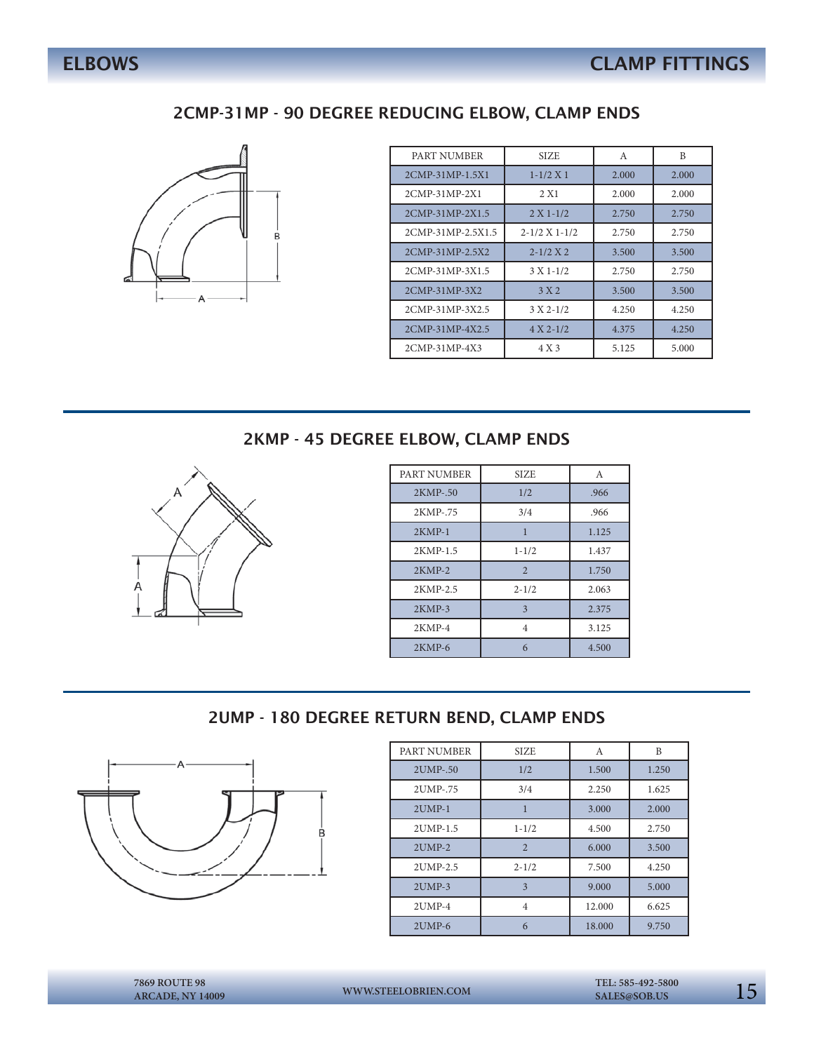# ELBOWS — CLAMP FITTINGS

## 2CMP-31MP - 90 DEGREE REDUCING ELBOW, CLAMP ENDS

| PART NUMBER | SIZE | A | B |
|---|---|---|---|
| 2CMP-31MP-1.5X1 | 1-1/2 X 1 | 2.000 | 2.000 |
| 2CMP-31MP-2X1 | 2 X1 | 2.000 | 2.000 |
| 2CMP-31MP-2X1.5 | 2 X 1-1/2 | 2.750 | 2.750 |
| 2CMP-31MP-2.5X1.5 | 2-1/2 X 1-1/2 | 2.750 | 2.750 |
| 2CMP-31MP-2.5X2 | 2-1/2 X 2 | 3.500 | 3.500 |
| 2CMP-31MP-3X1.5 | 3 X 1-1/2 | 2.750 | 2.750 |
| 2CMP-31MP-3X2 | 3 X 2 | 3.500 | 3.500 |
| 2CMP-31MP-3X2.5 | 3 X 2-1/2 | 4.250 | 4.250 |
| 2CMP-31MP-4X2.5 | 4 X 2-1/2 | 4.375 | 4.250 |
| 2CMP-31MP-4X3 | 4 X 3 | 5.125 | 5.000 |

## 2KMP - 45 DEGREE ELBOW, CLAMP ENDS

| PART NUMBER | SIZE | A |
|---|---|---|
| 2KMP-.50 | 1/2 | .966 |
| 2KMP-.75 | 3/4 | .966 |
| 2KMP-1 | 1 | 1.125 |
| 2KMP-1.5 | 1-1/2 | 1.437 |
| 2KMP-2 | 2 | 1.750 |
| 2KMP-2.5 | 2-1/2 | 2.063 |
| 2KMP-3 | 3 | 2.375 |
| 2KMP-4 | 4 | 3.125 |
| 2KMP-6 | 6 | 4.500 |

## 2UMP - 180 DEGREE RETURN BEND, CLAMP ENDS

| PART NUMBER | SIZE | A | B |
|---|---|---|---|
| 2UMP-.50 | 1/2 | 1.500 | 1.250 |
| 2UMP-.75 | 3/4 | 2.250 | 1.625 |
| 2UMP-1 | 1 | 3.000 | 2.000 |
| 2UMP-1.5 | 1-1/2 | 4.500 | 2.750 |
| 2UMP-2 | 2 | 6.000 | 3.500 |
| 2UMP-2.5 | 2-1/2 | 7.500 | 4.250 |
| 2UMP-3 | 3 | 9.000 | 5.000 |
| 2UMP-4 | 4 | 12.000 | 6.625 |
| 2UMP-6 | 6 | 18.000 | 9.750 |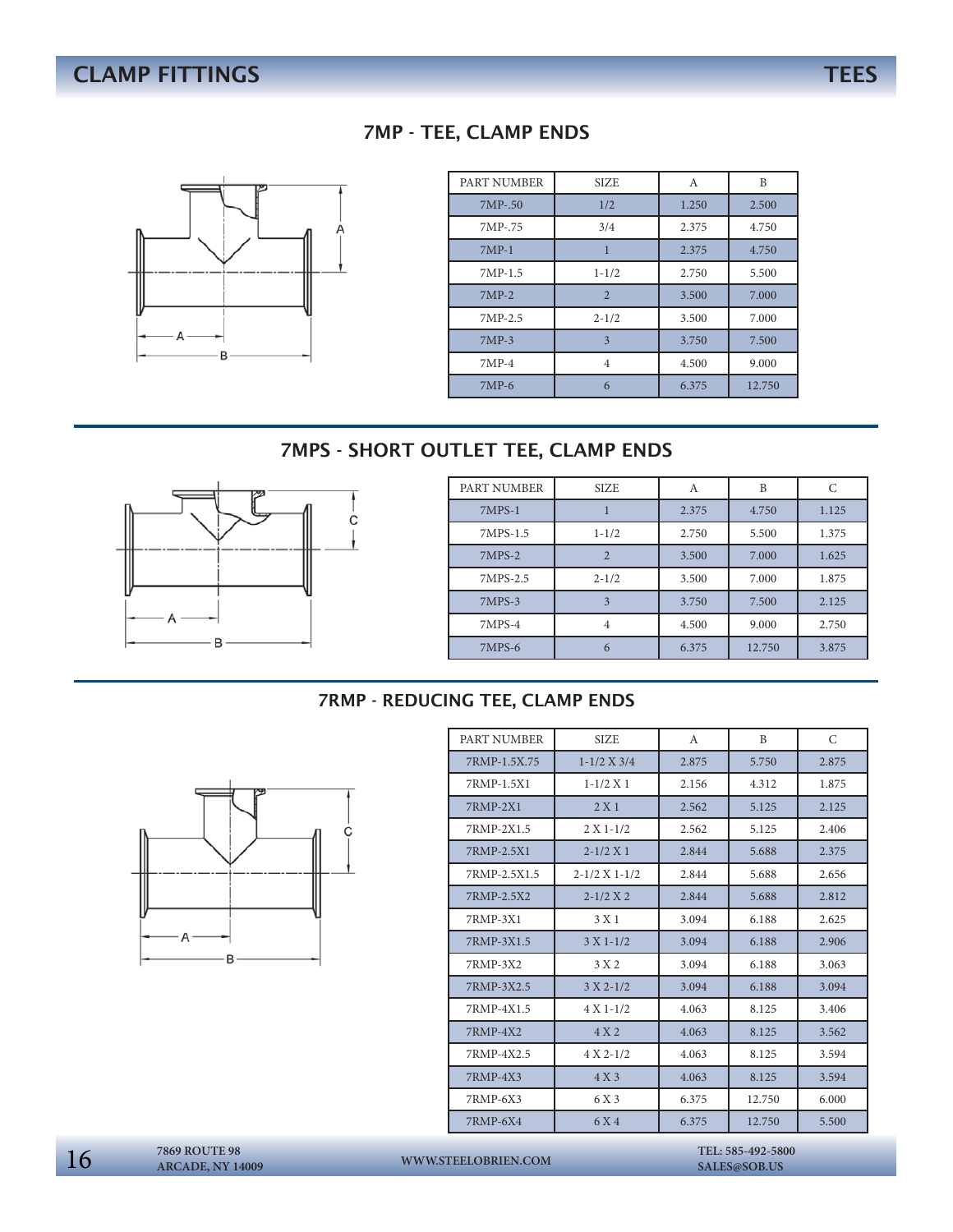# CLAMP FITTINGS — TEES

## 7MP - TEE, CLAMP ENDS

| PART NUMBER | SIZE | A | B |
|---|---|---|---|
| 7MP-.50 | 1/2 | 1.250 | 2.500 |
| 7MP-.75 | 3/4 | 2.375 | 4.750 |
| 7MP-1 | 1 | 2.375 | 4.750 |
| 7MP-1.5 | 1-1/2 | 2.750 | 5.500 |
| 7MP-2 | 2 | 3.500 | 7.000 |
| 7MP-2.5 | 2-1/2 | 3.500 | 7.000 |
| 7MP-3 | 3 | 3.750 | 7.500 |
| 7MP-4 | 4 | 4.500 | 9.000 |
| 7MP-6 | 6 | 6.375 | 12.750 |

## 7MPS - SHORT OUTLET TEE, CLAMP ENDS

| PART NUMBER | SIZE | A | B | C |
|---|---|---|---|---|
| 7MPS-1 | 1 | 2.375 | 4.750 | 1.125 |
| 7MPS-1.5 | 1-1/2 | 2.750 | 5.500 | 1.375 |
| 7MPS-2 | 2 | 3.500 | 7.000 | 1.625 |
| 7MPS-2.5 | 2-1/2 | 3.500 | 7.000 | 1.875 |
| 7MPS-3 | 3 | 3.750 | 7.500 | 2.125 |
| 7MPS-4 | 4 | 4.500 | 9.000 | 2.750 |
| 7MPS-6 | 6 | 6.375 | 12.750 | 3.875 |

## 7RMP - REDUCING TEE, CLAMP ENDS

| PART NUMBER | SIZE | A | B | C |
|---|---|---|---|---|
| 7RMP-1.5X.75 | 1-1/2 X 3/4 | 2.875 | 5.750 | 2.875 |
| 7RMP-1.5X1 | 1-1/2 X 1 | 2.156 | 4.312 | 1.875 |
| 7RMP-2X1 | 2 X 1 | 2.562 | 5.125 | 2.125 |
| 7RMP-2X1.5 | 2 X 1-1/2 | 2.562 | 5.125 | 2.406 |
| 7RMP-2.5X1 | 2-1/2 X 1 | 2.844 | 5.688 | 2.375 |
| 7RMP-2.5X1.5 | 2-1/2 X 1-1/2 | 2.844 | 5.688 | 2.656 |
| 7RMP-2.5X2 | 2-1/2 X 2 | 2.844 | 5.688 | 2.812 |
| 7RMP-3X1 | 3 X 1 | 3.094 | 6.188 | 2.625 |
| 7RMP-3X1.5 | 3 X 1-1/2 | 3.094 | 6.188 | 2.906 |
| 7RMP-3X2 | 3 X 2 | 3.094 | 6.188 | 3.063 |
| 7RMP-3X2.5 | 3 X 2-1/2 | 3.094 | 6.188 | 3.094 |
| 7RMP-4X1.5 | 4 X 1-1/2 | 4.063 | 8.125 | 3.406 |
| 7RMP-4X2 | 4 X 2 | 4.063 | 8.125 | 3.562 |
| 7RMP-4X2.5 | 4 X 2-1/2 | 4.063 | 8.125 | 3.594 |
| 7RMP-4X3 | 4 X 3 | 4.063 | 8.125 | 3.594 |
| 7RMP-6X3 | 6 X 3 | 6.375 | 12.750 | 6.000 |
| 7RMP-6X4 | 6 X 4 | 6.375 | 12.750 | 5.500 |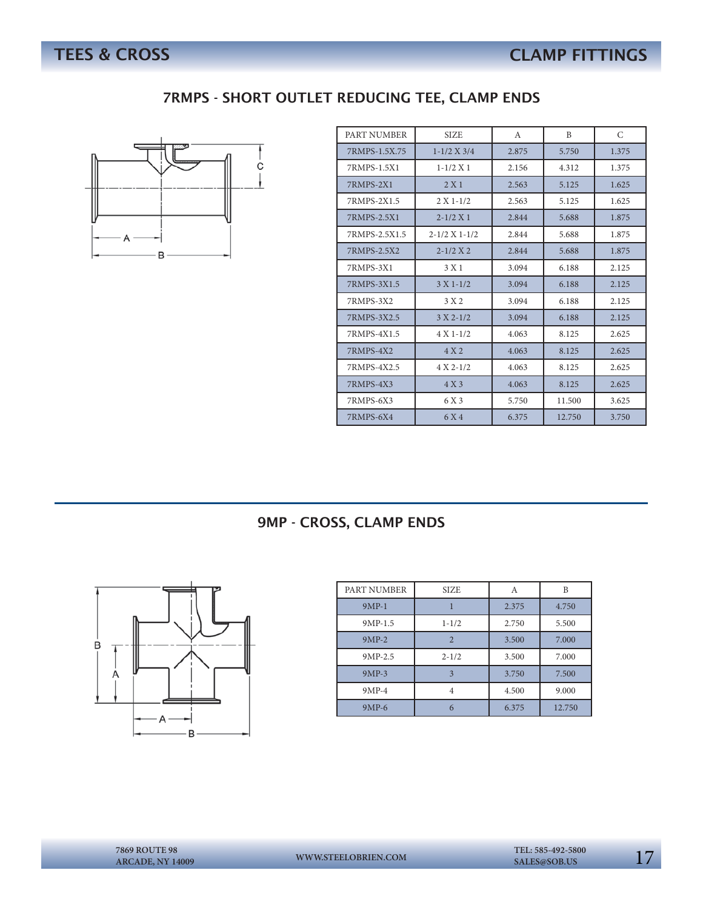## TEES & CROSS

## CLAMP FITTINGS

### 7RMPS - SHORT OUTLET REDUCING TEE, CLAMP ENDS

| PART NUMBER | SIZE | A | B | C |
|---|---|---|---|---|
| 7RMPS-1.5X.75 | 1-1/2 X 3/4 | 2.875 | 5.750 | 1.375 |
| 7RMPS-1.5X1 | 1-1/2 X 1 | 2.156 | 4.312 | 1.375 |
| 7RMPS-2X1 | 2 X 1 | 2.563 | 5.125 | 1.625 |
| 7RMPS-2X1.5 | 2 X 1-1/2 | 2.563 | 5.125 | 1.625 |
| 7RMPS-2.5X1 | 2-1/2 X 1 | 2.844 | 5.688 | 1.875 |
| 7RMPS-2.5X1.5 | 2-1/2 X 1-1/2 | 2.844 | 5.688 | 1.875 |
| 7RMPS-2.5X2 | 2-1/2 X 2 | 2.844 | 5.688 | 1.875 |
| 7RMPS-3X1 | 3 X 1 | 3.094 | 6.188 | 2.125 |
| 7RMPS-3X1.5 | 3 X 1-1/2 | 3.094 | 6.188 | 2.125 |
| 7RMPS-3X2 | 3 X 2 | 3.094 | 6.188 | 2.125 |
| 7RMPS-3X2.5 | 3 X 2-1/2 | 3.094 | 6.188 | 2.125 |
| 7RMPS-4X1.5 | 4 X 1-1/2 | 4.063 | 8.125 | 2.625 |
| 7RMPS-4X2 | 4 X 2 | 4.063 | 8.125 | 2.625 |
| 7RMPS-4X2.5 | 4 X 2-1/2 | 4.063 | 8.125 | 2.625 |
| 7RMPS-4X3 | 4 X 3 | 4.063 | 8.125 | 2.625 |
| 7RMPS-6X3 | 6 X 3 | 5.750 | 11.500 | 3.625 |
| 7RMPS-6X4 | 6 X 4 | 6.375 | 12.750 | 3.750 |

### 9MP - CROSS, CLAMP ENDS

| PART NUMBER | SIZE | A | B |
|---|---|---|---|
| 9MP-1 | 1 | 2.375 | 4.750 |
| 9MP-1.5 | 1-1/2 | 2.750 | 5.500 |
| 9MP-2 | 2 | 3.500 | 7.000 |
| 9MP-2.5 | 2-1/2 | 3.500 | 7.000 |
| 9MP-3 | 3 | 3.750 | 7.500 |
| 9MP-4 | 4 | 4.500 | 9.000 |
| 9MP-6 | 6 | 6.375 | 12.750 |

7869 ROUTE 98
ARCADE, NY 14009

WWW.STEELOBRIEN.COM

TEL: 585-492-5800
SALES@SOB.US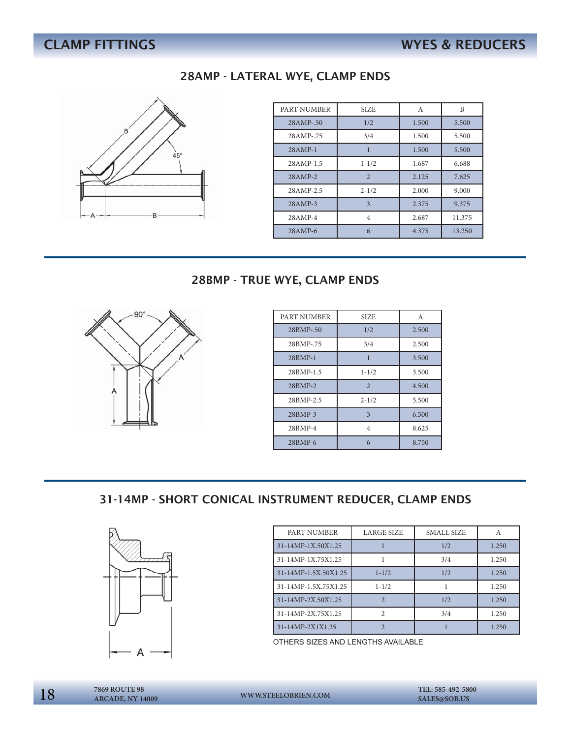# CLAMP FITTINGS — WYES & REDUCERS

## 28AMP - LATERAL WYE, CLAMP ENDS

| PART NUMBER | SIZE | A | B |
|---|---|---|---|
| 28AMP-.50 | 1/2 | 1.500 | 5.500 |
| 28AMP-.75 | 3/4 | 1.500 | 5.500 |
| 28AMP-1 | 1 | 1.500 | 5.500 |
| 28AMP-1.5 | 1-1/2 | 1.687 | 6.688 |
| 28AMP-2 | 2 | 2.125 | 7.625 |
| 28AMP-2.5 | 2-1/2 | 2.000 | 9.000 |
| 28AMP-3 | 3 | 2.375 | 9.375 |
| 28AMP-4 | 4 | 2.687 | 11.375 |
| 28AMP-6 | 6 | 4.375 | 13.250 |

## 28BMP - TRUE WYE, CLAMP ENDS

| PART NUMBER | SIZE | A |
|---|---|---|
| 28BMP-.50 | 1/2 | 2.500 |
| 28BMP-.75 | 3/4 | 2.500 |
| 28BMP-1 | 1 | 3.500 |
| 28BMP-1.5 | 1-1/2 | 3.500 |
| 28BMP-2 | 2 | 4.500 |
| 28BMP-2.5 | 2-1/2 | 5.500 |
| 28BMP-3 | 3 | 6.500 |
| 28BMP-4 | 4 | 8.625 |
| 28BMP-6 | 6 | 8.750 |

## 31-14MP - SHORT CONICAL INSTRUMENT REDUCER, CLAMP ENDS

| PART NUMBER | LARGE SIZE | SMALL SIZE | A |
|---|---|---|---|
| 31-14MP-1X.50X1.25 | 1 | 1/2 | 1.250 |
| 31-14MP-1X.75X1.25 | 1 | 3/4 | 1.250 |
| 31-14MP-1.5X.50X1.25 | 1-1/2 | 1/2 | 1.250 |
| 31-14MP-1.5X.75X1.25 | 1-1/2 | 1 | 1.250 |
| 31-14MP-2X.50X1.25 | 2 | 1/2 | 1.250 |
| 31-14MP-2X.75X1.25 | 2 | 3/4 | 1.250 |
| 31-14MP-2X1X1.25 | 2 | 1 | 1.250 |

OTHERS SIZES AND LENGTHS AVAILABLE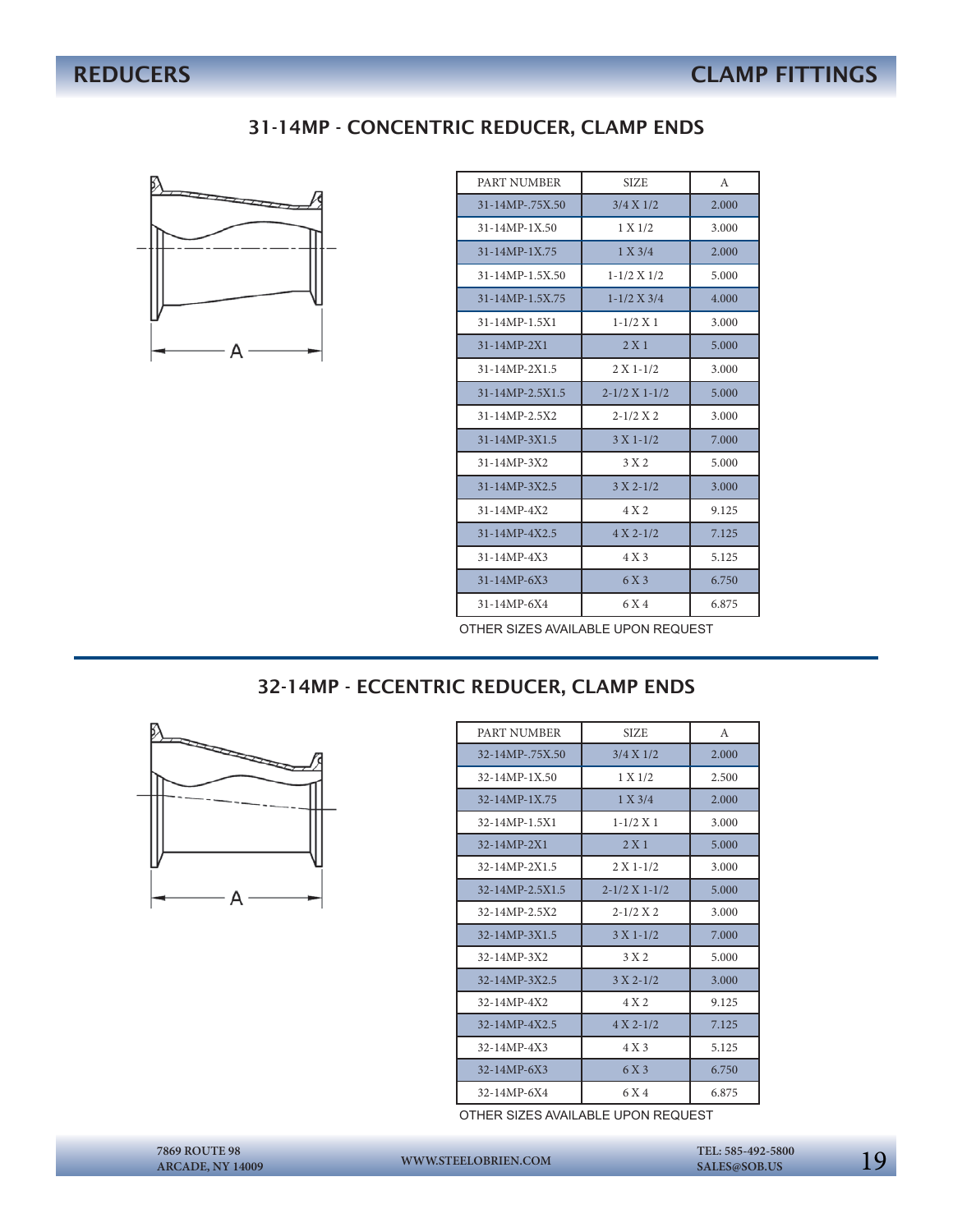# REDUCERS

## 31-14MP - CONCENTRIC REDUCER, CLAMP ENDS

| PART NUMBER | SIZE | A |
|---|---|---|
| 31-14MP-.75X.50 | 3/4 X 1/2 | 2.000 |
| 31-14MP-1X.50 | 1 X 1/2 | 3.000 |
| 31-14MP-1X.75 | 1 X 3/4 | 2.000 |
| 31-14MP-1.5X.50 | 1-1/2 X 1/2 | 5.000 |
| 31-14MP-1.5X.75 | 1-1/2 X 3/4 | 4.000 |
| 31-14MP-1.5X1 | 1-1/2 X 1 | 3.000 |
| 31-14MP-2X1 | 2 X 1 | 5.000 |
| 31-14MP-2X1.5 | 2 X 1-1/2 | 3.000 |
| 31-14MP-2.5X1.5 | 2-1/2 X 1-1/2 | 5.000 |
| 31-14MP-2.5X2 | 2-1/2 X 2 | 3.000 |
| 31-14MP-3X1.5 | 3 X 1-1/2 | 7.000 |
| 31-14MP-3X2 | 3 X 2 | 5.000 |
| 31-14MP-3X2.5 | 3 X 2-1/2 | 3.000 |
| 31-14MP-4X2 | 4 X 2 | 9.125 |
| 31-14MP-4X2.5 | 4 X 2-1/2 | 7.125 |
| 31-14MP-4X3 | 4 X 3 | 5.125 |
| 31-14MP-6X3 | 6 X 3 | 6.750 |
| 31-14MP-6X4 | 6 X 4 | 6.875 |

OTHER SIZES AVAILABLE UPON REQUEST

## 32-14MP - ECCENTRIC REDUCER, CLAMP ENDS

| PART NUMBER | SIZE | A |
|---|---|---|
| 32-14MP-.75X.50 | 3/4 X 1/2 | 2.000 |
| 32-14MP-1X.50 | 1 X 1/2 | 2.500 |
| 32-14MP-1X.75 | 1 X 3/4 | 2.000 |
| 32-14MP-1.5X1 | 1-1/2 X 1 | 3.000 |
| 32-14MP-2X1 | 2 X 1 | 5.000 |
| 32-14MP-2X1.5 | 2 X 1-1/2 | 3.000 |
| 32-14MP-2.5X1.5 | 2-1/2 X 1-1/2 | 5.000 |
| 32-14MP-2.5X2 | 2-1/2 X 2 | 3.000 |
| 32-14MP-3X1.5 | 3 X 1-1/2 | 7.000 |
| 32-14MP-3X2 | 3 X 2 | 5.000 |
| 32-14MP-3X2.5 | 3 X 2-1/2 | 3.000 |
| 32-14MP-4X2 | 4 X 2 | 9.125 |
| 32-14MP-4X2.5 | 4 X 2-1/2 | 7.125 |
| 32-14MP-4X3 | 4 X 3 | 5.125 |
| 32-14MP-6X3 | 6 X 3 | 6.750 |
| 32-14MP-6X4 | 6 X 4 | 6.875 |

OTHER SIZES AVAILABLE UPON REQUEST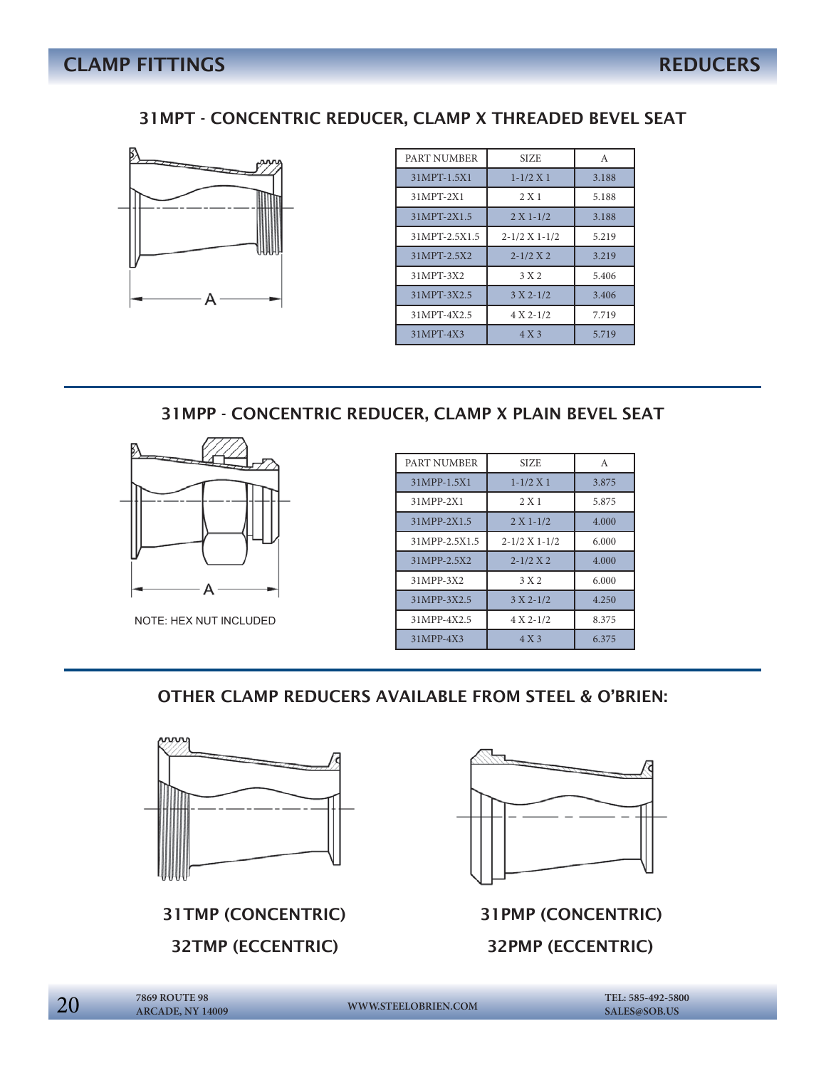# CLAMP FITTINGS — REDUCERS

## 31MPT - CONCENTRIC REDUCER, CLAMP X THREADED BEVEL SEAT

| PART NUMBER | SIZE | A |
|---|---|---|
| 31MPT-1.5X1 | 1-1/2 X 1 | 3.188 |
| 31MPT-2X1 | 2 X 1 | 5.188 |
| 31MPT-2X1.5 | 2 X 1-1/2 | 3.188 |
| 31MPT-2.5X1.5 | 2-1/2 X 1-1/2 | 5.219 |
| 31MPT-2.5X2 | 2-1/2 X 2 | 3.219 |
| 31MPT-3X2 | 3 X 2 | 5.406 |
| 31MPT-3X2.5 | 3 X 2-1/2 | 3.406 |
| 31MPT-4X2.5 | 4 X 2-1/2 | 7.719 |
| 31MPT-4X3 | 4 X 3 | 5.719 |

## 31MPP - CONCENTRIC REDUCER, CLAMP X PLAIN BEVEL SEAT

NOTE: HEX NUT INCLUDED

| PART NUMBER | SIZE | A |
|---|---|---|
| 31MPP-1.5X1 | 1-1/2 X 1 | 3.875 |
| 31MPP-2X1 | 2 X 1 | 5.875 |
| 31MPP-2X1.5 | 2 X 1-1/2 | 4.000 |
| 31MPP-2.5X1.5 | 2-1/2 X 1-1/2 | 6.000 |
| 31MPP-2.5X2 | 2-1/2 X 2 | 4.000 |
| 31MPP-3X2 | 3 X 2 | 6.000 |
| 31MPP-3X2.5 | 3 X 2-1/2 | 4.250 |
| 31MPP-4X2.5 | 4 X 2-1/2 | 8.375 |
| 31MPP-4X3 | 4 X 3 | 6.375 |

## OTHER CLAMP REDUCERS AVAILABLE FROM STEEL & O'BRIEN:

**31TMP (CONCENTRIC)**
**32TMP (ECCENTRIC)**

**31PMP (CONCENTRIC)**
**32PMP (ECCENTRIC)**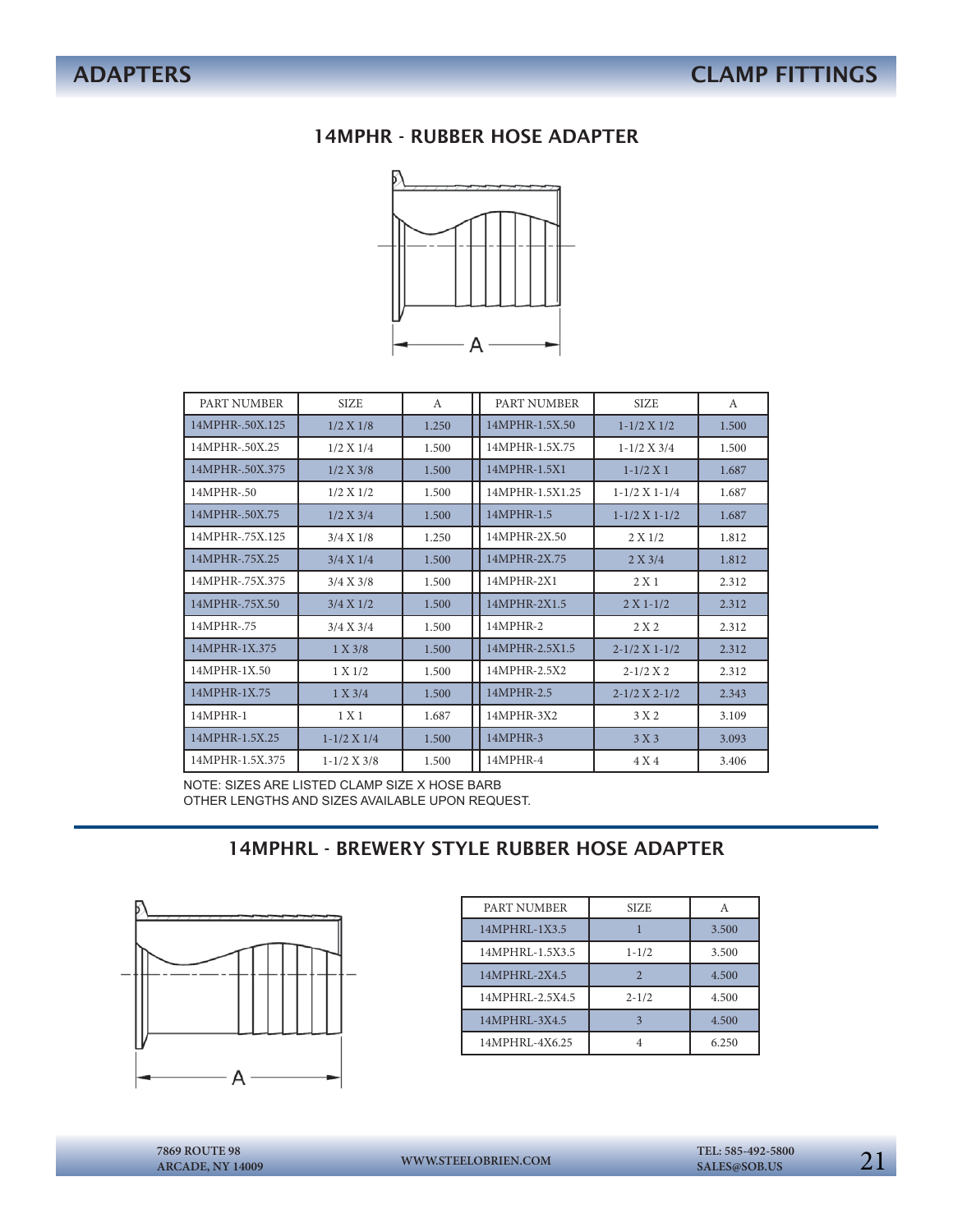ADAPTERS

CLAMP FITTINGS

## 14MPHR - RUBBER HOSE ADAPTER

| PART NUMBER | SIZE | A | PART NUMBER | SIZE | A |
|---|---|---|---|---|---|
| 14MPHR-.50X.125 | 1/2 X 1/8 | 1.250 | 14MPHR-1.5X.50 | 1-1/2 X 1/2 | 1.500 |
| 14MPHR-.50X.25 | 1/2 X 1/4 | 1.500 | 14MPHR-1.5X.75 | 1-1/2 X 3/4 | 1.500 |
| 14MPHR-.50X.375 | 1/2 X 3/8 | 1.500 | 14MPHR-1.5X1 | 1-1/2 X 1 | 1.687 |
| 14MPHR-.50 | 1/2 X 1/2 | 1.500 | 14MPHR-1.5X1.25 | 1-1/2 X 1-1/4 | 1.687 |
| 14MPHR-.50X.75 | 1/2 X 3/4 | 1.500 | 14MPHR-1.5 | 1-1/2 X 1-1/2 | 1.687 |
| 14MPHR-.75X.125 | 3/4 X 1/8 | 1.250 | 14MPHR-2X.50 | 2 X 1/2 | 1.812 |
| 14MPHR-.75X.25 | 3/4 X 1/4 | 1.500 | 14MPHR-2X.75 | 2 X 3/4 | 1.812 |
| 14MPHR-.75X.375 | 3/4 X 3/8 | 1.500 | 14MPHR-2X1 | 2 X 1 | 2.312 |
| 14MPHR-.75X.50 | 3/4 X 1/2 | 1.500 | 14MPHR-2X1.5 | 2 X 1-1/2 | 2.312 |
| 14MPHR-.75 | 3/4 X 3/4 | 1.500 | 14MPHR-2 | 2 X 2 | 2.312 |
| 14MPHR-1X.375 | 1 X 3/8 | 1.500 | 14MPHR-2.5X1.5 | 2-1/2 X 1-1/2 | 2.312 |
| 14MPHR-1X.50 | 1 X 1/2 | 1.500 | 14MPHR-2.5X2 | 2-1/2 X 2 | 2.312 |
| 14MPHR-1X.75 | 1 X 3/4 | 1.500 | 14MPHR-2.5 | 2-1/2 X 2-1/2 | 2.343 |
| 14MPHR-1 | 1 X 1 | 1.687 | 14MPHR-3X2 | 3 X 2 | 3.109 |
| 14MPHR-1.5X.25 | 1-1/2 X 1/4 | 1.500 | 14MPHR-3 | 3 X 3 | 3.093 |
| 14MPHR-1.5X.375 | 1-1/2 X 3/8 | 1.500 | 14MPHR-4 | 4 X 4 | 3.406 |

NOTE: SIZES ARE LISTED CLAMP SIZE X HOSE BARB
OTHER LENGTHS AND SIZES AVAILABLE UPON REQUEST.

## 14MPHRL - BREWERY STYLE RUBBER HOSE ADAPTER

| PART NUMBER | SIZE | A |
|---|---|---|
| 14MPHRL-1X3.5 | 1 | 3.500 |
| 14MPHRL-1.5X3.5 | 1-1/2 | 3.500 |
| 14MPHRL-2X4.5 | 2 | 4.500 |
| 14MPHRL-2.5X4.5 | 2-1/2 | 4.500 |
| 14MPHRL-3X4.5 | 3 | 4.500 |
| 14MPHRL-4X6.25 | 4 | 6.250 |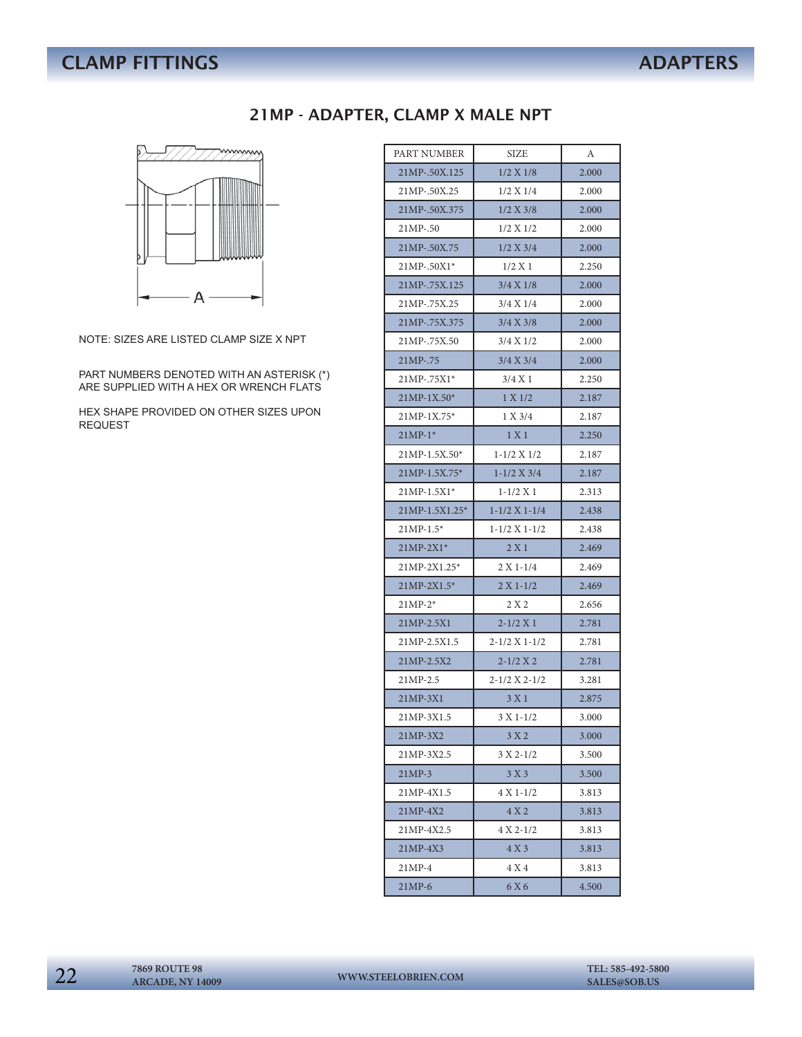# CLAMP FITTINGS — ADAPTERS

## 21MP - ADAPTER, CLAMP X MALE NPT

NOTE: SIZES ARE LISTED CLAMP SIZE X NPT

PART NUMBERS DENOTED WITH AN ASTERISK (*) ARE SUPPLIED WITH A HEX OR WRENCH FLATS

HEX SHAPE PROVIDED ON OTHER SIZES UPON REQUEST

| PART NUMBER | SIZE | A |
|---|---|---|
| 21MP-.50X.125 | 1/2 X 1/8 | 2.000 |
| 21MP-.50X.25 | 1/2 X 1/4 | 2.000 |
| 21MP-.50X.375 | 1/2 X 3/8 | 2.000 |
| 21MP-.50 | 1/2 X 1/2 | 2.000 |
| 21MP-.50X.75 | 1/2 X 3/4 | 2.000 |
| 21MP-.50X1* | 1/2 X 1 | 2.250 |
| 21MP-.75X.125 | 3/4 X 1/8 | 2.000 |
| 21MP-.75X.25 | 3/4 X 1/4 | 2.000 |
| 21MP-.75X.375 | 3/4 X 3/8 | 2.000 |
| 21MP-.75X.50 | 3/4 X 1/2 | 2.000 |
| 21MP-.75 | 3/4 X 3/4 | 2.000 |
| 21MP-.75X1* | 3/4 X 1 | 2.250 |
| 21MP-1X.50* | 1 X 1/2 | 2.187 |
| 21MP-1X.75* | 1 X 3/4 | 2.187 |
| 21MP-1* | 1 X 1 | 2.250 |
| 21MP-1.5X.50* | 1-1/2 X 1/2 | 2.187 |
| 21MP-1.5X.75* | 1-1/2 X 3/4 | 2.187 |
| 21MP-1.5X1* | 1-1/2 X 1 | 2.313 |
| 21MP-1.5X1.25* | 1-1/2 X 1-1/4 | 2.438 |
| 21MP-1.5* | 1-1/2 X 1-1/2 | 2.438 |
| 21MP-2X1* | 2 X 1 | 2.469 |
| 21MP-2X1.25* | 2 X 1-1/4 | 2.469 |
| 21MP-2X1.5* | 2 X 1-1/2 | 2.469 |
| 21MP-2* | 2 X 2 | 2.656 |
| 21MP-2.5X1 | 2-1/2 X 1 | 2.781 |
| 21MP-2.5X1.5 | 2-1/2 X 1-1/2 | 2.781 |
| 21MP-2.5X2 | 2-1/2 X 2 | 2.781 |
| 21MP-2.5 | 2-1/2 X 2-1/2 | 3.281 |
| 21MP-3X1 | 3 X 1 | 2.875 |
| 21MP-3X1.5 | 3 X 1-1/2 | 3.000 |
| 21MP-3X2 | 3 X 2 | 3.000 |
| 21MP-3X2.5 | 3 X 2-1/2 | 3.500 |
| 21MP-3 | 3 X 3 | 3.500 |
| 21MP-4X1.5 | 4 X 1-1/2 | 3.813 |
| 21MP-4X2 | 4 X 2 | 3.813 |
| 21MP-4X2.5 | 4 X 2-1/2 | 3.813 |
| 21MP-4X3 | 4 X 3 | 3.813 |
| 21MP-4 | 4 X 4 | 3.813 |
| 21MP-6 | 6 X 6 | 4.500 |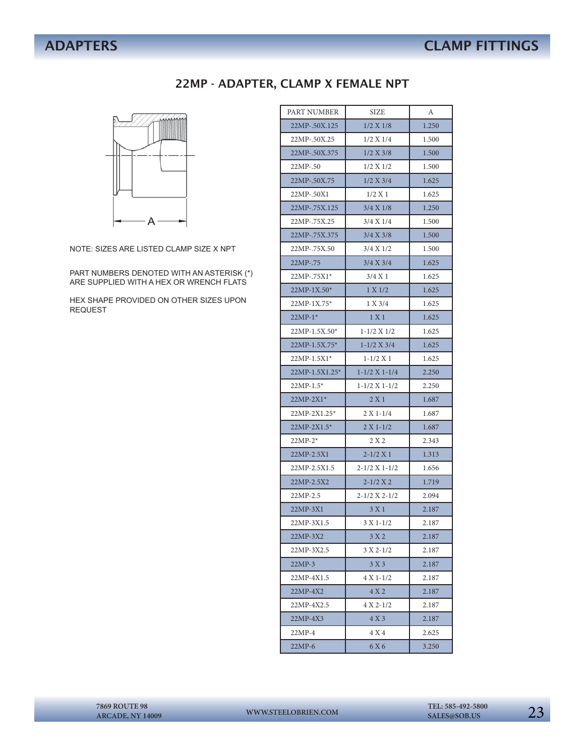# ADAPTERS — CLAMP FITTINGS

## 22MP - ADAPTER, CLAMP X FEMALE NPT

NOTE: SIZES ARE LISTED CLAMP SIZE X NPT

PART NUMBERS DENOTED WITH AN ASTERISK (*) ARE SUPPLIED WITH A HEX OR WRENCH FLATS

HEX SHAPE PROVIDED ON OTHER SIZES UPON REQUEST

| PART NUMBER | SIZE | A |
|---|---|---|
| 22MP-.50X.125 | 1/2 X 1/8 | 1.250 |
| 22MP-.50X.25 | 1/2 X 1/4 | 1.500 |
| 22MP-.50X.375 | 1/2 X 3/8 | 1.500 |
| 22MP-.50 | 1/2 X 1/2 | 1.500 |
| 22MP-.50X.75 | 1/2 X 3/4 | 1.625 |
| 22MP-.50X1 | 1/2 X 1 | 1.625 |
| 22MP-.75X.125 | 3/4 X 1/8 | 1.250 |
| 22MP-.75X.25 | 3/4 X 1/4 | 1.500 |
| 22MP-.75X.375 | 3/4 X 3/8 | 1.500 |
| 22MP-.75X.50 | 3/4 X 1/2 | 1.500 |
| 22MP-.75 | 3/4 X 3/4 | 1.625 |
| 22MP-.75X1* | 3/4 X 1 | 1.625 |
| 22MP-1X.50* | 1 X 1/2 | 1.625 |
| 22MP-1X.75* | 1 X 3/4 | 1.625 |
| 22MP-1* | 1 X 1 | 1.625 |
| 22MP-1.5X.50* | 1-1/2 X 1/2 | 1.625 |
| 22MP-1.5X.75* | 1-1/2 X 3/4 | 1.625 |
| 22MP-1.5X1* | 1-1/2 X 1 | 1.625 |
| 22MP-1.5X1.25* | 1-1/2 X 1-1/4 | 2.250 |
| 22MP-1.5* | 1-1/2 X 1-1/2 | 2.250 |
| 22MP-2X1* | 2 X 1 | 1.687 |
| 22MP-2X1.25* | 2 X 1-1/4 | 1.687 |
| 22MP-2X1.5* | 2 X 1-1/2 | 1.687 |
| 22MP-2* | 2 X 2 | 2.343 |
| 22MP-2.5X1 | 2-1/2 X 1 | 1.313 |
| 22MP-2.5X1.5 | 2-1/2 X 1-1/2 | 1.656 |
| 22MP-2.5X2 | 2-1/2 X 2 | 1.719 |
| 22MP-2.5 | 2-1/2 X 2-1/2 | 2.094 |
| 22MP-3X1 | 3 X 1 | 2.187 |
| 22MP-3X1.5 | 3 X 1-1/2 | 2.187 |
| 22MP-3X2 | 3 X 2 | 2.187 |
| 22MP-3X2.5 | 3 X 2-1/2 | 2.187 |
| 22MP-3 | 3 X 3 | 2.187 |
| 22MP-4X1.5 | 4 X 1-1/2 | 2.187 |
| 22MP-4X2 | 4 X 2 | 2.187 |
| 22MP-4X2.5 | 4 X 2-1/2 | 2.187 |
| 22MP-4X3 | 4 X 3 | 2.187 |
| 22MP-4 | 4 X 4 | 2.625 |
| 22MP-6 | 6 X 6 | 3.250 |

7869 ROUTE 98
ARCADE, NY 14009

WWW.STEELOBRIEN.COM

TEL: 585-492-5800
SALES@SOB.US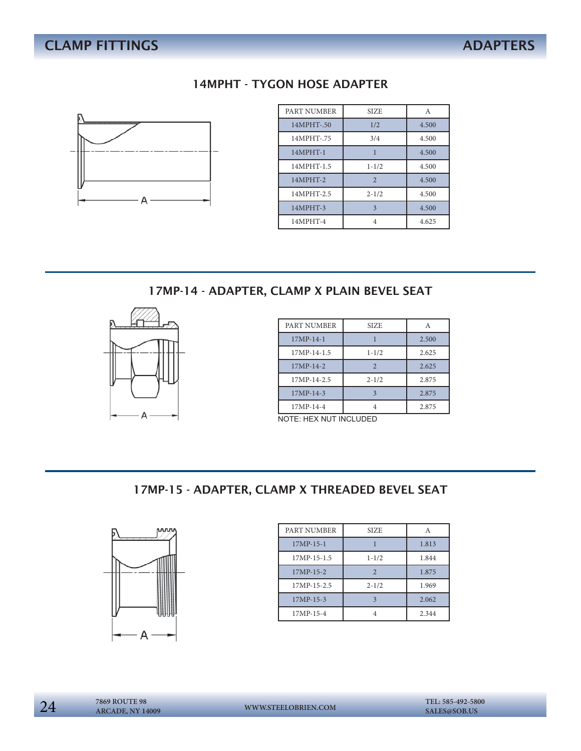# CLAMP FITTINGS — ADAPTERS

## 14MPHT - TYGON HOSE ADAPTER

| PART NUMBER | SIZE | A |
|---|---|---|
| 14MPHT-.50 | 1/2 | 4.500 |
| 14MPHT-.75 | 3/4 | 4.500 |
| 14MPHT-1 | 1 | 4.500 |
| 14MPHT-1.5 | 1-1/2 | 4.500 |
| 14MPHT-2 | 2 | 4.500 |
| 14MPHT-2.5 | 2-1/2 | 4.500 |
| 14MPHT-3 | 3 | 4.500 |
| 14MPHT-4 | 4 | 4.625 |

## 17MP-14 - ADAPTER, CLAMP X PLAIN BEVEL SEAT

| PART NUMBER | SIZE | A |
|---|---|---|
| 17MP-14-1 | 1 | 2.500 |
| 17MP-14-1.5 | 1-1/2 | 2.625 |
| 17MP-14-2 | 2 | 2.625 |
| 17MP-14-2.5 | 2-1/2 | 2.875 |
| 17MP-14-3 | 3 | 2.875 |
| 17MP-14-4 | 4 | 2.875 |

NOTE: HEX NUT INCLUDED

## 17MP-15 - ADAPTER, CLAMP X THREADED BEVEL SEAT

| PART NUMBER | SIZE | A |
|---|---|---|
| 17MP-15-1 | 1 | 1.813 |
| 17MP-15-1.5 | 1-1/2 | 1.844 |
| 17MP-15-2 | 2 | 1.875 |
| 17MP-15-2.5 | 2-1/2 | 1.969 |
| 17MP-15-3 | 3 | 2.062 |
| 17MP-15-4 | 4 | 2.344 |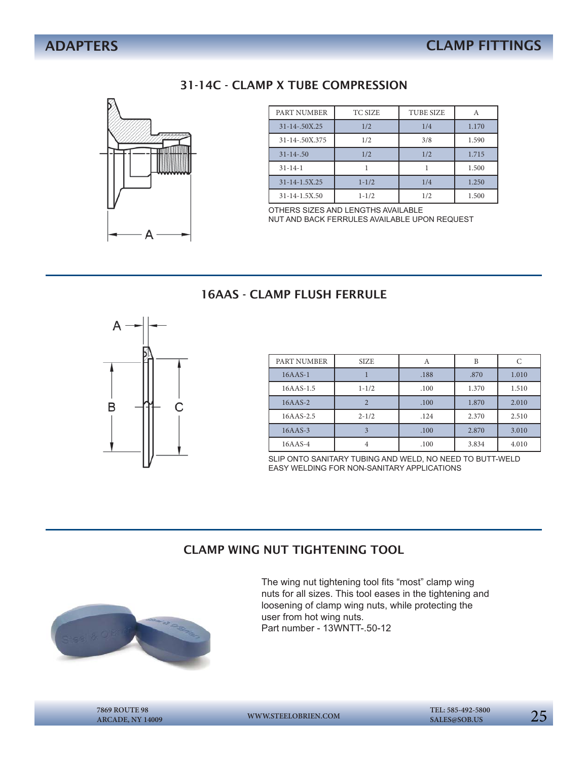## 31-14C - CLAMP X TUBE COMPRESSION

| PART NUMBER | TC SIZE | TUBE SIZE | A |
|---|---|---|---|
| 31-14-.50X.25 | 1/2 | 1/4 | 1.170 |
| 31-14-.50X.375 | 1/2 | 3/8 | 1.590 |
| 31-14-.50 | 1/2 | 1/2 | 1.715 |
| 31-14-1 | 1 | 1 | 1.500 |
| 31-14-1.5X.25 | 1-1/2 | 1/4 | 1.250 |
| 31-14-1.5X.50 | 1-1/2 | 1/2 | 1.500 |

OTHERS SIZES AND LENGTHS AVAILABLE
NUT AND BACK FERRULES AVAILABLE UPON REQUEST

## 16AAS - CLAMP FLUSH FERRULE

| PART NUMBER | SIZE | A | B | C |
|---|---|---|---|---|
| 16AAS-1 | 1 | .188 | .870 | 1.010 |
| 16AAS-1.5 | 1-1/2 | .100 | 1.370 | 1.510 |
| 16AAS-2 | 2 | .100 | 1.870 | 2.010 |
| 16AAS-2.5 | 2-1/2 | .124 | 2.370 | 2.510 |
| 16AAS-3 | 3 | .100 | 2.870 | 3.010 |
| 16AAS-4 | 4 | .100 | 3.834 | 4.010 |

SLIP ONTO SANITARY TUBING AND WELD, NO NEED TO BUTT-WELD
EASY WELDING FOR NON-SANITARY APPLICATIONS

## CLAMP WING NUT TIGHTENING TOOL

The wing nut tightening tool fits "most" clamp wing nuts for all sizes. This tool eases in the tightening and loosening of clamp wing nuts, while protecting the user from hot wing nuts.
Part number - 13WNTT-.50-12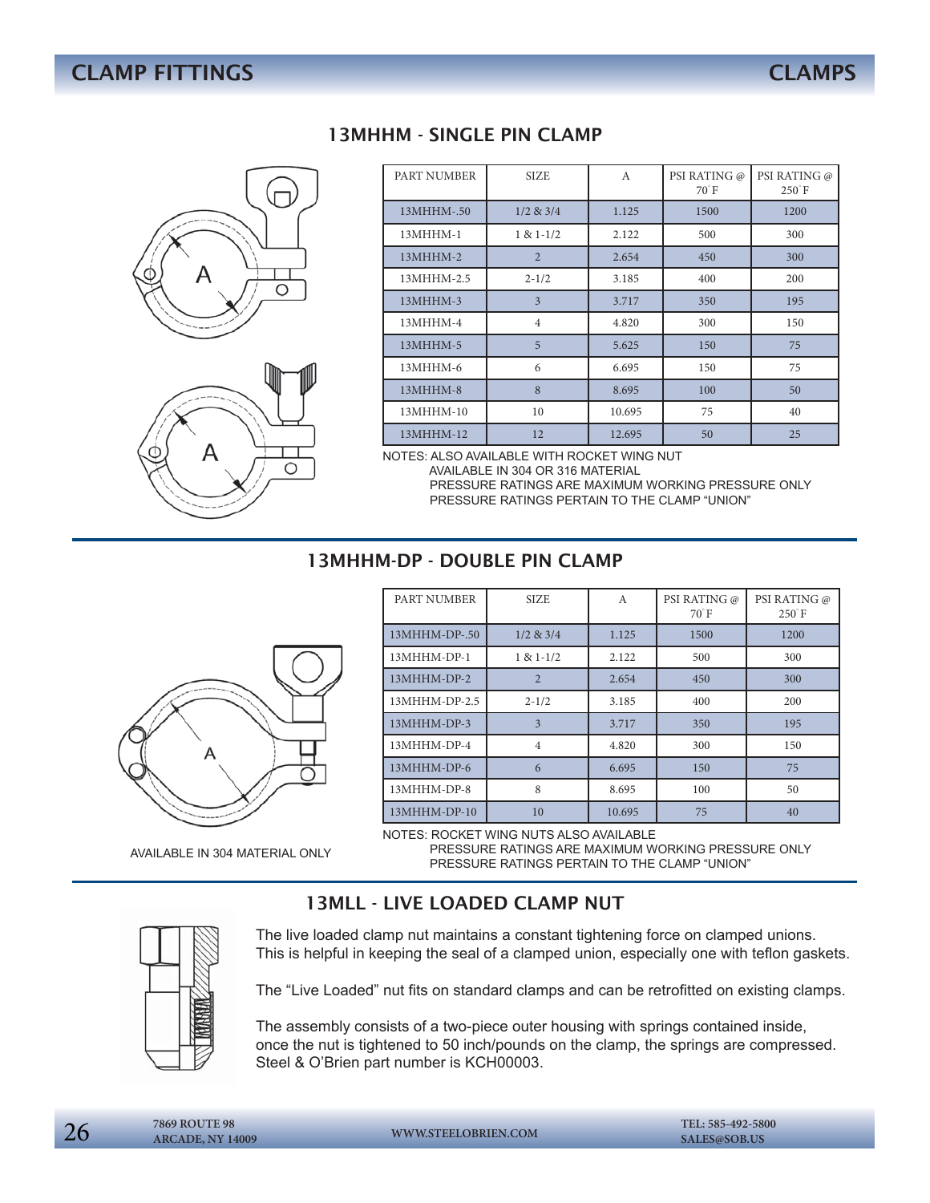## CLAMP FITTINGS — CLAMPS

### 13MHHM - SINGLE PIN CLAMP

| PART NUMBER | SIZE | A | PSI RATING @ 70˚F | PSI RATING @ 250˚F |
|---|---|---|---|---|
| 13MHHM-.50 | 1/2 & 3/4 | 1.125 | 1500 | 1200 |
| 13MHHM-1 | 1 & 1-1/2 | 2.122 | 500 | 300 |
| 13MHHM-2 | 2 | 2.654 | 450 | 300 |
| 13MHHM-2.5 | 2-1/2 | 3.185 | 400 | 200 |
| 13MHHM-3 | 3 | 3.717 | 350 | 195 |
| 13MHHM-4 | 4 | 4.820 | 300 | 150 |
| 13MHHM-5 | 5 | 5.625 | 150 | 75 |
| 13MHHM-6 | 6 | 6.695 | 150 | 75 |
| 13MHHM-8 | 8 | 8.695 | 100 | 50 |
| 13MHHM-10 | 10 | 10.695 | 75 | 40 |
| 13MHHM-12 | 12 | 12.695 | 50 | 25 |

NOTES: ALSO AVAILABLE WITH ROCKET WING NUT
AVAILABLE IN 304 OR 316 MATERIAL
PRESSURE RATINGS ARE MAXIMUM WORKING PRESSURE ONLY
PRESSURE RATINGS PERTAIN TO THE CLAMP “UNION”

### 13MHHM-DP - DOUBLE PIN CLAMP

| PART NUMBER | SIZE | A | PSI RATING @ 70˚F | PSI RATING @ 250˚F |
|---|---|---|---|---|
| 13MHHM-DP-.50 | 1/2 & 3/4 | 1.125 | 1500 | 1200 |
| 13MHHM-DP-1 | 1 & 1-1/2 | 2.122 | 500 | 300 |
| 13MHHM-DP-2 | 2 | 2.654 | 450 | 300 |
| 13MHHM-DP-2.5 | 2-1/2 | 3.185 | 400 | 200 |
| 13MHHM-DP-3 | 3 | 3.717 | 350 | 195 |
| 13MHHM-DP-4 | 4 | 4.820 | 300 | 150 |
| 13MHHM-DP-6 | 6 | 6.695 | 150 | 75 |
| 13MHHM-DP-8 | 8 | 8.695 | 100 | 50 |
| 13MHHM-DP-10 | 10 | 10.695 | 75 | 40 |

AVAILABLE IN 304 MATERIAL ONLY

NOTES: ROCKET WING NUTS ALSO AVAILABLE
PRESSURE RATINGS ARE MAXIMUM WORKING PRESSURE ONLY
PRESSURE RATINGS PERTAIN TO THE CLAMP “UNION”

### 13MLL - LIVE LOADED CLAMP NUT

The live loaded clamp nut maintains a constant tightening force on clamped unions. This is helpful in keeping the seal of a clamped union, especially one with teflon gaskets.

The “Live Loaded” nut fits on standard clamps and can be retrofitted on existing clamps.

The assembly consists of a two-piece outer housing with springs contained inside, once the nut is tightened to 50 inch/pounds on the clamp, the springs are compressed. Steel & O’Brien part number is KCH00003.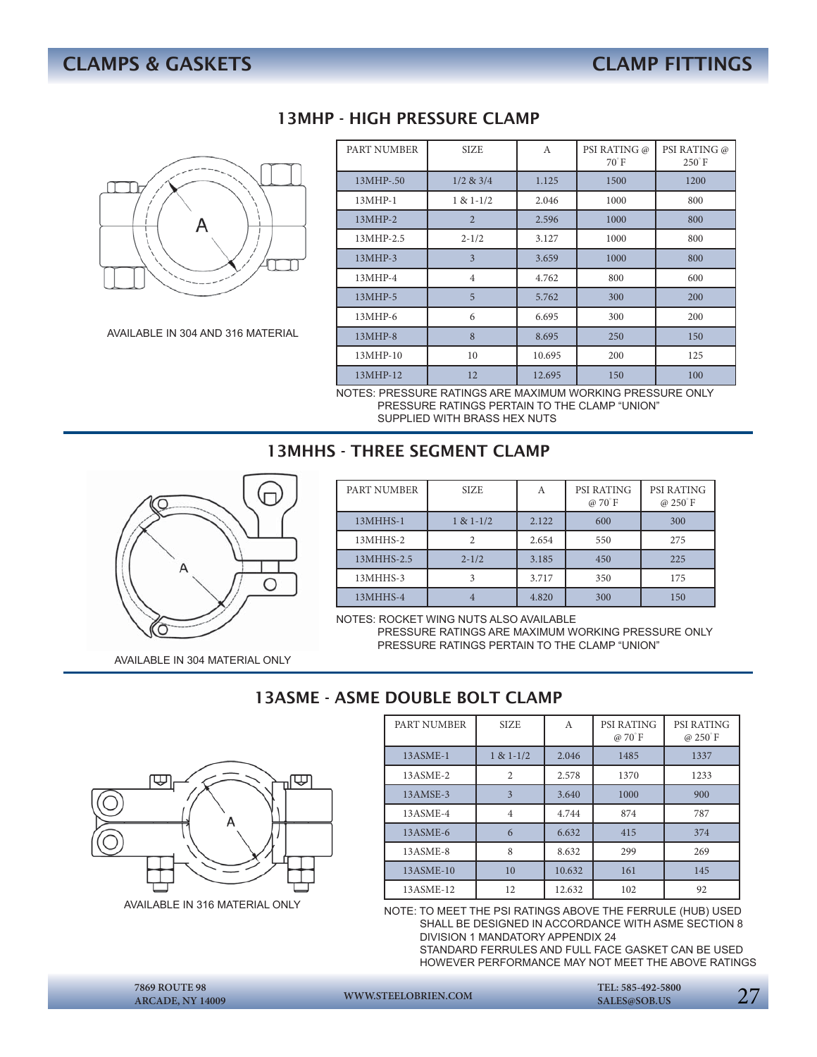## 13MHP - HIGH PRESSURE CLAMP

AVAILABLE IN 304 AND 316 MATERIAL

| PART NUMBER | SIZE | A | PSI RATING @ 70˚F | PSI RATING @ 250˚F |
|---|---|---|---|---|
| 13MHP-.50 | 1/2 & 3/4 | 1.125 | 1500 | 1200 |
| 13MHP-1 | 1 & 1-1/2 | 2.046 | 1000 | 800 |
| 13MHP-2 | 2 | 2.596 | 1000 | 800 |
| 13MHP-2.5 | 2-1/2 | 3.127 | 1000 | 800 |
| 13MHP-3 | 3 | 3.659 | 1000 | 800 |
| 13MHP-4 | 4 | 4.762 | 800 | 600 |
| 13MHP-5 | 5 | 5.762 | 300 | 200 |
| 13MHP-6 | 6 | 6.695 | 300 | 200 |
| 13MHP-8 | 8 | 8.695 | 250 | 150 |
| 13MHP-10 | 10 | 10.695 | 200 | 125 |
| 13MHP-12 | 12 | 12.695 | 150 | 100 |

NOTES: PRESSURE RATINGS ARE MAXIMUM WORKING PRESSURE ONLY
PRESSURE RATINGS PERTAIN TO THE CLAMP "UNION"
SUPPLIED WITH BRASS HEX NUTS

## 13MHHS - THREE SEGMENT CLAMP

AVAILABLE IN 304 MATERIAL ONLY

| PART NUMBER | SIZE | A | PSI RATING @ 70˚F | PSI RATING @ 250˚F |
|---|---|---|---|---|
| 13MHHS-1 | 1 & 1-1/2 | 2.122 | 600 | 300 |
| 13MHHS-2 | 2 | 2.654 | 550 | 275 |
| 13MHHS-2.5 | 2-1/2 | 3.185 | 450 | 225 |
| 13MHHS-3 | 3 | 3.717 | 350 | 175 |
| 13MHHS-4 | 4 | 4.820 | 300 | 150 |

NOTES: ROCKET WING NUTS ALSO AVAILABLE
PRESSURE RATINGS ARE MAXIMUM WORKING PRESSURE ONLY
PRESSURE RATINGS PERTAIN TO THE CLAMP "UNION"

## 13ASME - ASME DOUBLE BOLT CLAMP

AVAILABLE IN 316 MATERIAL ONLY

| PART NUMBER | SIZE | A | PSI RATING @ 70˚F | PSI RATING @ 250˚F |
|---|---|---|---|---|
| 13ASME-1 | 1 & 1-1/2 | 2.046 | 1485 | 1337 |
| 13ASME-2 | 2 | 2.578 | 1370 | 1233 |
| 13AMSE-3 | 3 | 3.640 | 1000 | 900 |
| 13ASME-4 | 4 | 4.744 | 874 | 787 |
| 13ASME-6 | 6 | 6.632 | 415 | 374 |
| 13ASME-8 | 8 | 8.632 | 299 | 269 |
| 13ASME-10 | 10 | 10.632 | 161 | 145 |
| 13ASME-12 | 12 | 12.632 | 102 | 92 |

NOTE: TO MEET THE PSI RATINGS ABOVE THE FERRULE (HUB) USED SHALL BE DESIGNED IN ACCORDANCE WITH ASME SECTION 8 DIVISION 1 MANDATORY APPENDIX 24
STANDARD FERRULES AND FULL FACE GASKET CAN BE USED HOWEVER PERFORMANCE MAY NOT MEET THE ABOVE RATINGS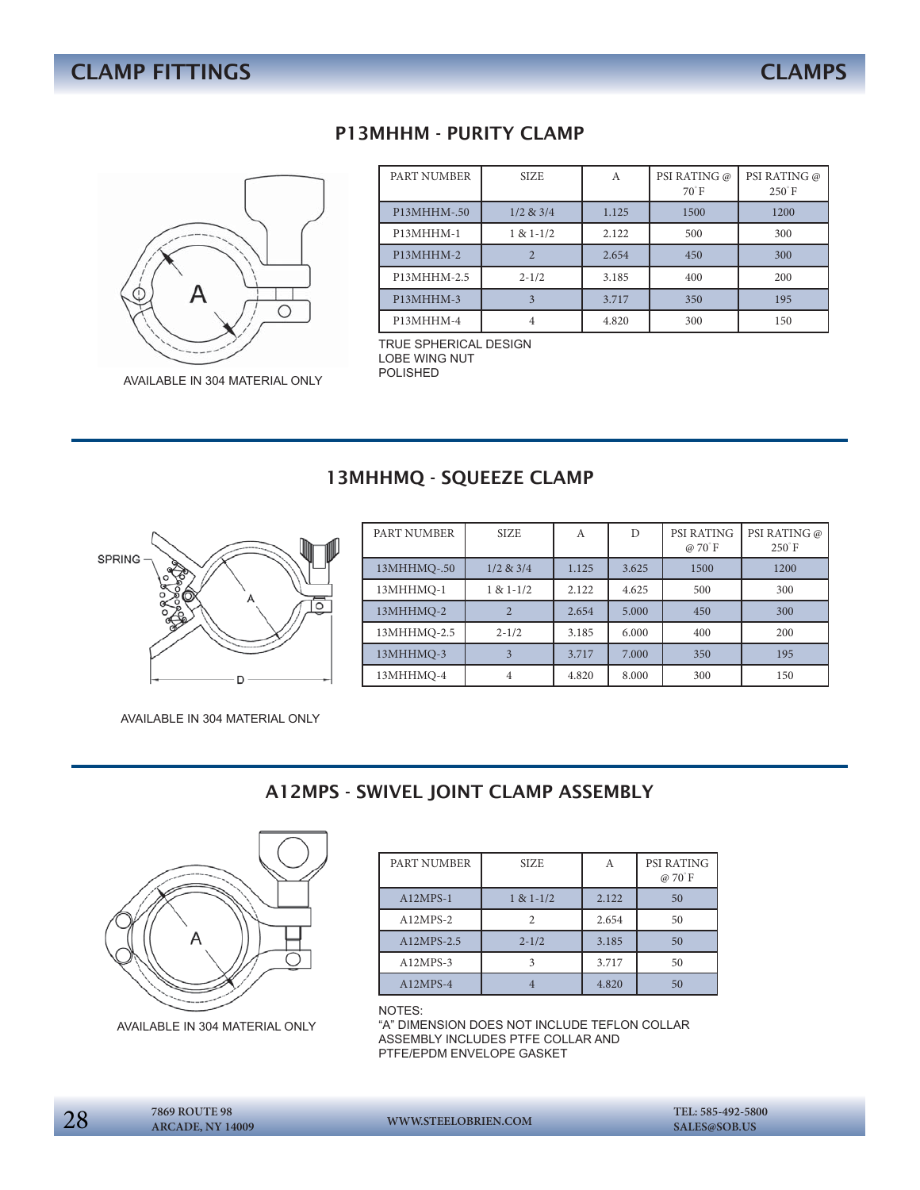## P13MHHM - PURITY CLAMP

AVAILABLE IN 304 MATERIAL ONLY

| PART NUMBER | SIZE | A | PSI RATING @ 70°F | PSI RATING @ 250°F |
|---|---|---|---|---|
| P13MHHM-.50 | 1/2 & 3/4 | 1.125 | 1500 | 1200 |
| P13MHHM-1 | 1 & 1-1/2 | 2.122 | 500 | 300 |
| P13MHHM-2 | 2 | 2.654 | 450 | 300 |
| P13MHHM-2.5 | 2-1/2 | 3.185 | 400 | 200 |
| P13MHHM-3 | 3 | 3.717 | 350 | 195 |
| P13MHHM-4 | 4 | 4.820 | 300 | 150 |

TRUE SPHERICAL DESIGN
LOBE WING NUT
POLISHED

## 13MHHMQ - SQUEEZE CLAMP

| PART NUMBER | SIZE | A | D | PSI RATING @ 70°F | PSI RATING @ 250°F |
|---|---|---|---|---|---|
| 13MHHMQ-.50 | 1/2 & 3/4 | 1.125 | 3.625 | 1500 | 1200 |
| 13MHHMQ-1 | 1 & 1-1/2 | 2.122 | 4.625 | 500 | 300 |
| 13MHHMQ-2 | 2 | 2.654 | 5.000 | 450 | 300 |
| 13MHHMQ-2.5 | 2-1/2 | 3.185 | 6.000 | 400 | 200 |
| 13MHHMQ-3 | 3 | 3.717 | 7.000 | 350 | 195 |
| 13MHHMQ-4 | 4 | 4.820 | 8.000 | 300 | 150 |

AVAILABLE IN 304 MATERIAL ONLY

## A12MPS - SWIVEL JOINT CLAMP ASSEMBLY

AVAILABLE IN 304 MATERIAL ONLY

| PART NUMBER | SIZE | A | PSI RATING @ 70°F |
|---|---|---|---|
| A12MPS-1 | 1 & 1-1/2 | 2.122 | 50 |
| A12MPS-2 | 2 | 2.654 | 50 |
| A12MPS-2.5 | 2-1/2 | 3.185 | 50 |
| A12MPS-3 | 3 | 3.717 | 50 |
| A12MPS-4 | 4 | 4.820 | 50 |

NOTES:
"A" DIMENSION DOES NOT INCLUDE TEFLON COLLAR
ASSEMBLY INCLUDES PTFE COLLAR AND
PTFE/EPDM ENVELOPE GASKET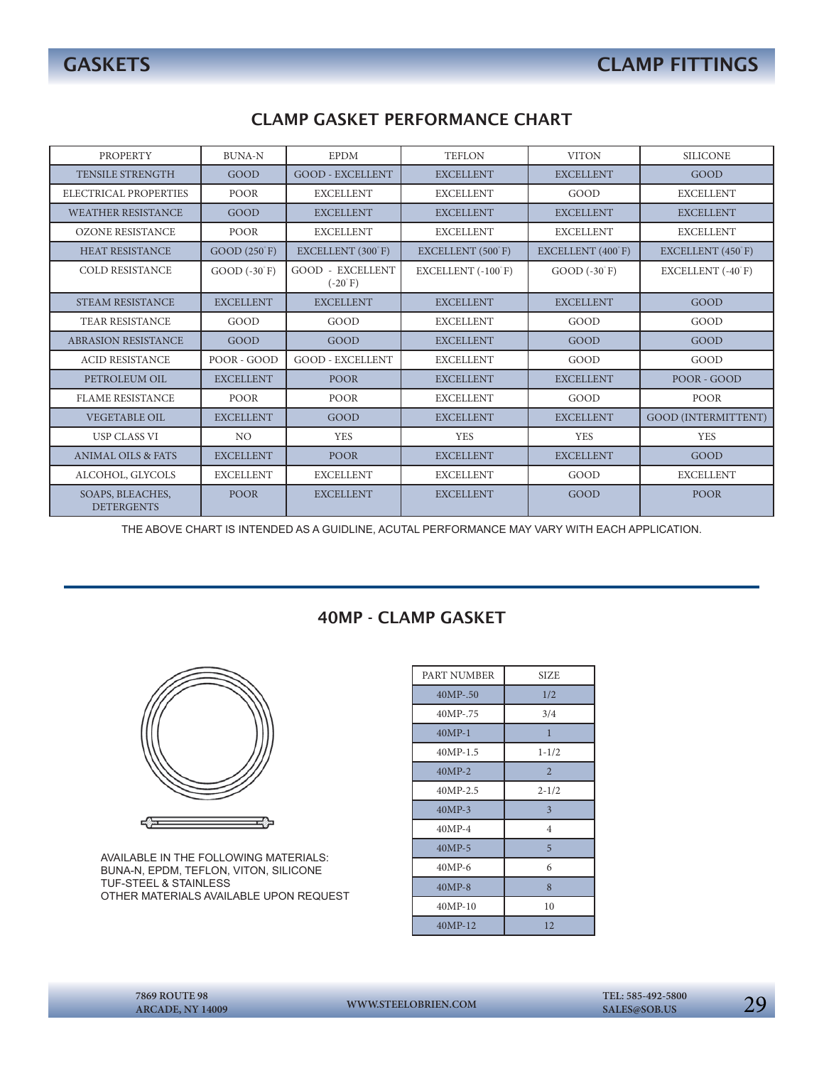## GASKETS

## CLAMP FITTINGS

### CLAMP GASKET PERFORMANCE CHART

| PROPERTY | BUNA-N | EPDM | TEFLON | VITON | SILICONE |
|---|---|---|---|---|---|
| TENSILE STRENGTH | GOOD | GOOD - EXCELLENT | EXCELLENT | EXCELLENT | GOOD |
| ELECTRICAL PROPERTIES | POOR | EXCELLENT | EXCELLENT | GOOD | EXCELLENT |
| WEATHER RESISTANCE | GOOD | EXCELLENT | EXCELLENT | EXCELLENT | EXCELLENT |
| OZONE RESISTANCE | POOR | EXCELLENT | EXCELLENT | EXCELLENT | EXCELLENT |
| HEAT RESISTANCE | GOOD (250˚F) | EXCELLENT (300˚F) | EXCELLENT (500˚F) | EXCELLENT (400˚F) | EXCELLENT (450˚F) |
| COLD RESISTANCE | GOOD (-30˚F) | GOOD - EXCELLENT (-20˚F) | EXCELLENT (-100˚F) | GOOD (-30˚F) | EXCELLENT (-40˚F) |
| STEAM RESISTANCE | EXCELLENT | EXCELLENT | EXCELLENT | EXCELLENT | GOOD |
| TEAR RESISTANCE | GOOD | GOOD | EXCELLENT | GOOD | GOOD |
| ABRASION RESISTANCE | GOOD | GOOD | EXCELLENT | GOOD | GOOD |
| ACID RESISTANCE | POOR - GOOD | GOOD - EXCELLENT | EXCELLENT | GOOD | GOOD |
| PETROLEUM OIL | EXCELLENT | POOR | EXCELLENT | EXCELLENT | POOR - GOOD |
| FLAME RESISTANCE | POOR | POOR | EXCELLENT | GOOD | POOR |
| VEGETABLE OIL | EXCELLENT | GOOD | EXCELLENT | EXCELLENT | GOOD (INTERMITTENT) |
| USP CLASS VI | NO | YES | YES | YES | YES |
| ANIMAL OILS & FATS | EXCELLENT | POOR | EXCELLENT | EXCELLENT | GOOD |
| ALCOHOL, GLYCOLS | EXCELLENT | EXCELLENT | EXCELLENT | GOOD | EXCELLENT |
| SOAPS, BLEACHES, DETERGENTS | POOR | EXCELLENT | EXCELLENT | GOOD | POOR |

THE ABOVE CHART IS INTENDED AS A GUIDLINE, ACUTAL PERFORMANCE MAY VARY WITH EACH APPLICATION.

### 40MP - CLAMP GASKET

AVAILABLE IN THE FOLLOWING MATERIALS:
BUNA-N, EPDM, TEFLON, VITON, SILICONE
TUF-STEEL & STAINLESS
OTHER MATERIALS AVAILABLE UPON REQUEST

| PART NUMBER | SIZE |
|---|---|
| 40MP-.50 | 1/2 |
| 40MP-.75 | 3/4 |
| 40MP-1 | 1 |
| 40MP-1.5 | 1-1/2 |
| 40MP-2 | 2 |
| 40MP-2.5 | 2-1/2 |
| 40MP-3 | 3 |
| 40MP-4 | 4 |
| 40MP-5 | 5 |
| 40MP-6 | 6 |
| 40MP-8 | 8 |
| 40MP-10 | 10 |
| 40MP-12 | 12 |